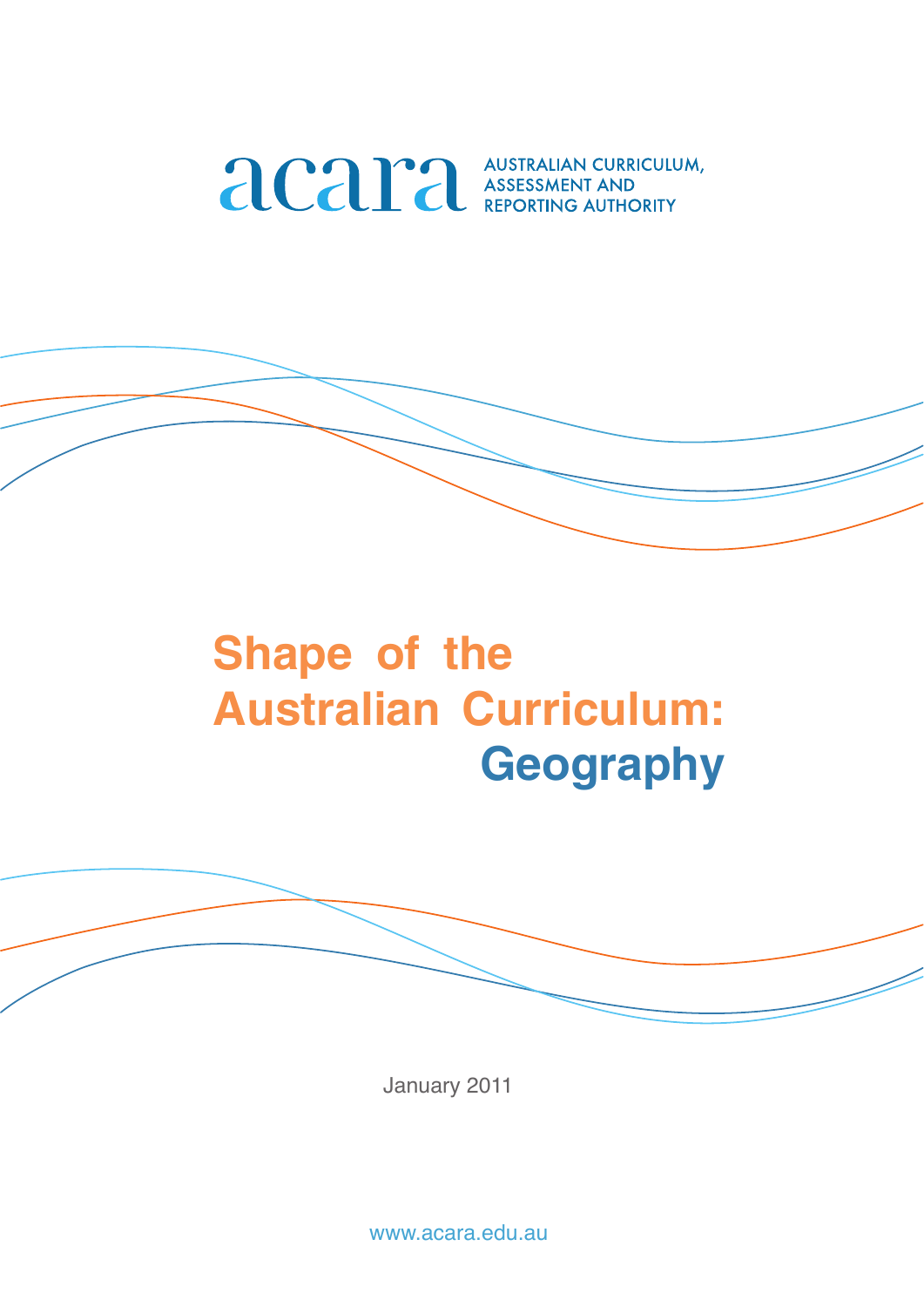acara AUSTRALIAN CURRICULUM, ASSESSMENT AND REPORTING AUTHORITY

# Shape of the Australian Curriculum: Geography

January 2011

www.acara.edu.au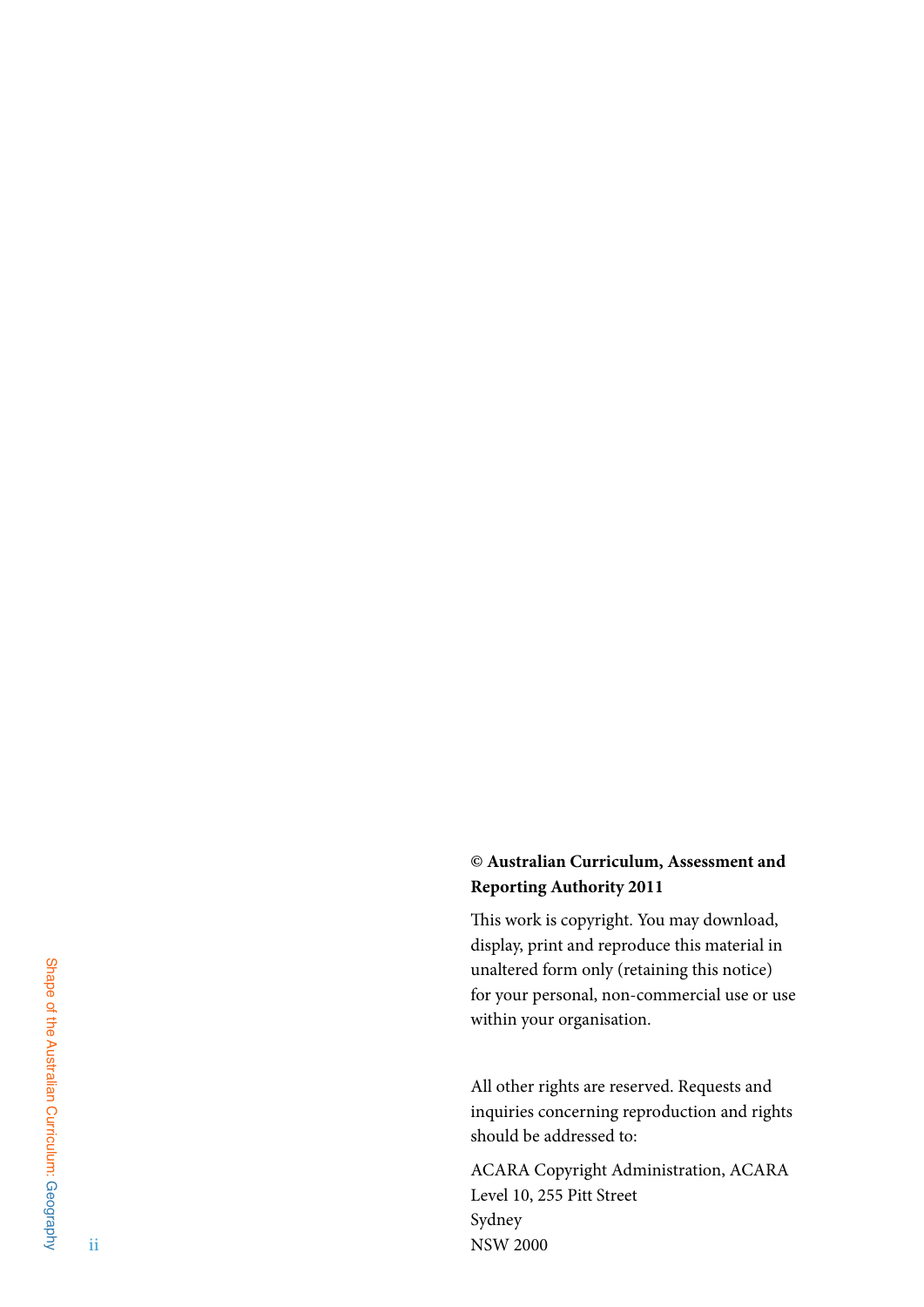**© Australian Curriculum, Assessment and Reporting Authority 2011**

This work is copyright. You may download, display, print and reproduce this material in unaltered form only (retaining this notice) for your personal, non-commercial use or use within your organisation.

All other rights are reserved. Requests and inquiries concerning reproduction and rights should be addressed to:

ACARA Copyright Administration, ACARA
Level 10, 255 Pitt Street
Sydney
NSW 2000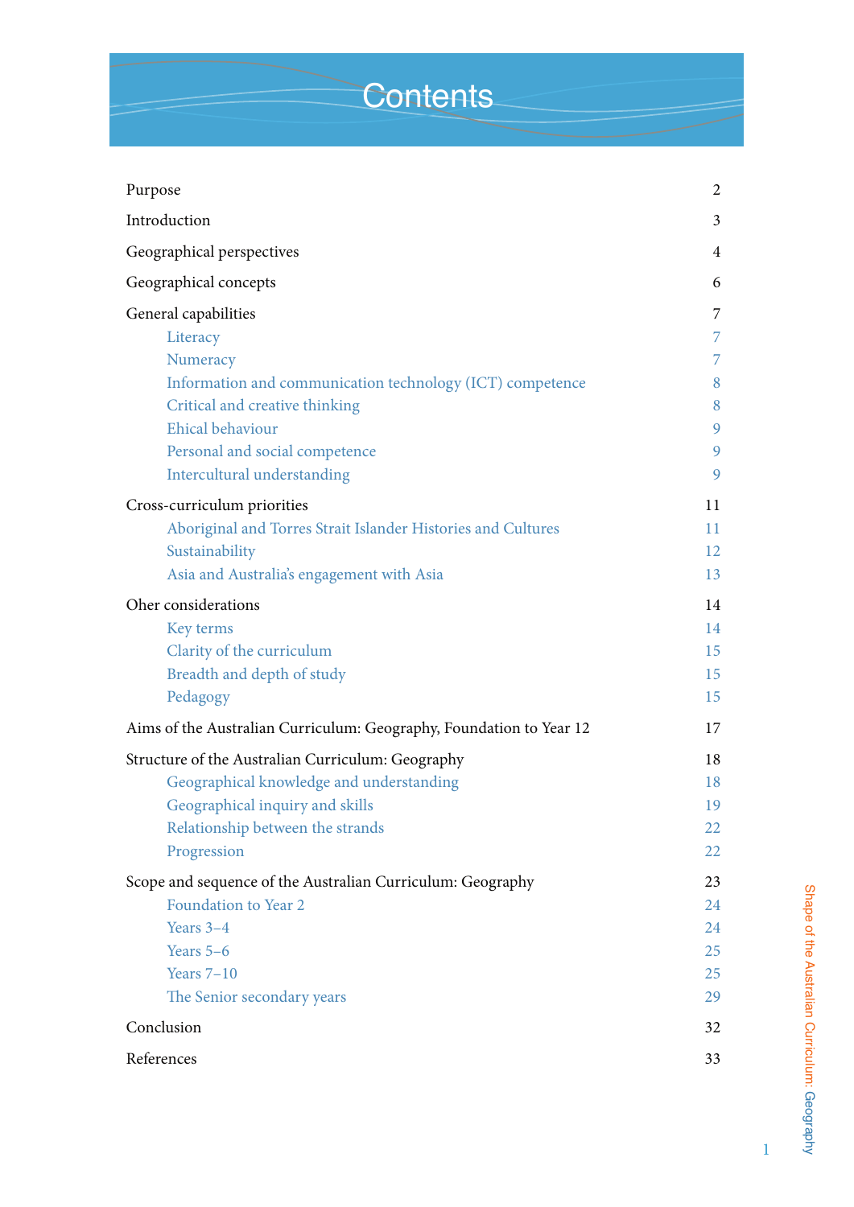# Contents

| | |
|---|---|
| Purpose | 2 |
| Introduction | 3 |
| Geographical perspectives | 4 |
| Geographical concepts | 6 |
| General capabilities | 7 |
| Literacy | 7 |
| Numeracy | 7 |
| Information and communication technology (ICT) competence | 8 |
| Critical and creative thinking | 8 |
| Ehical behaviour | 9 |
| Personal and social competence | 9 |
| Intercultural understanding | 9 |
| Cross-curriculum priorities | 11 |
| Aboriginal and Torres Strait Islander Histories and Cultures | 11 |
| Sustainability | 12 |
| Asia and Australia's engagement with Asia | 13 |
| Oher considerations | 14 |
| Key terms | 14 |
| Clarity of the curriculum | 15 |
| Breadth and depth of study | 15 |
| Pedagogy | 15 |
| Aims of the Australian Curriculum: Geography, Foundation to Year 12 | 17 |
| Structure of the Australian Curriculum: Geography | 18 |
| Geographical knowledge and understanding | 18 |
| Geographical inquiry and skills | 19 |
| Relationship between the strands | 22 |
| Progression | 22 |
| Scope and sequence of the Australian Curriculum: Geography | 23 |
| Foundation to Year 2 | 24 |
| Years 3–4 | 24 |
| Years 5–6 | 25 |
| Years 7–10 | 25 |
| The Senior secondary years | 29 |
| Conclusion | 32 |
| References | 33 |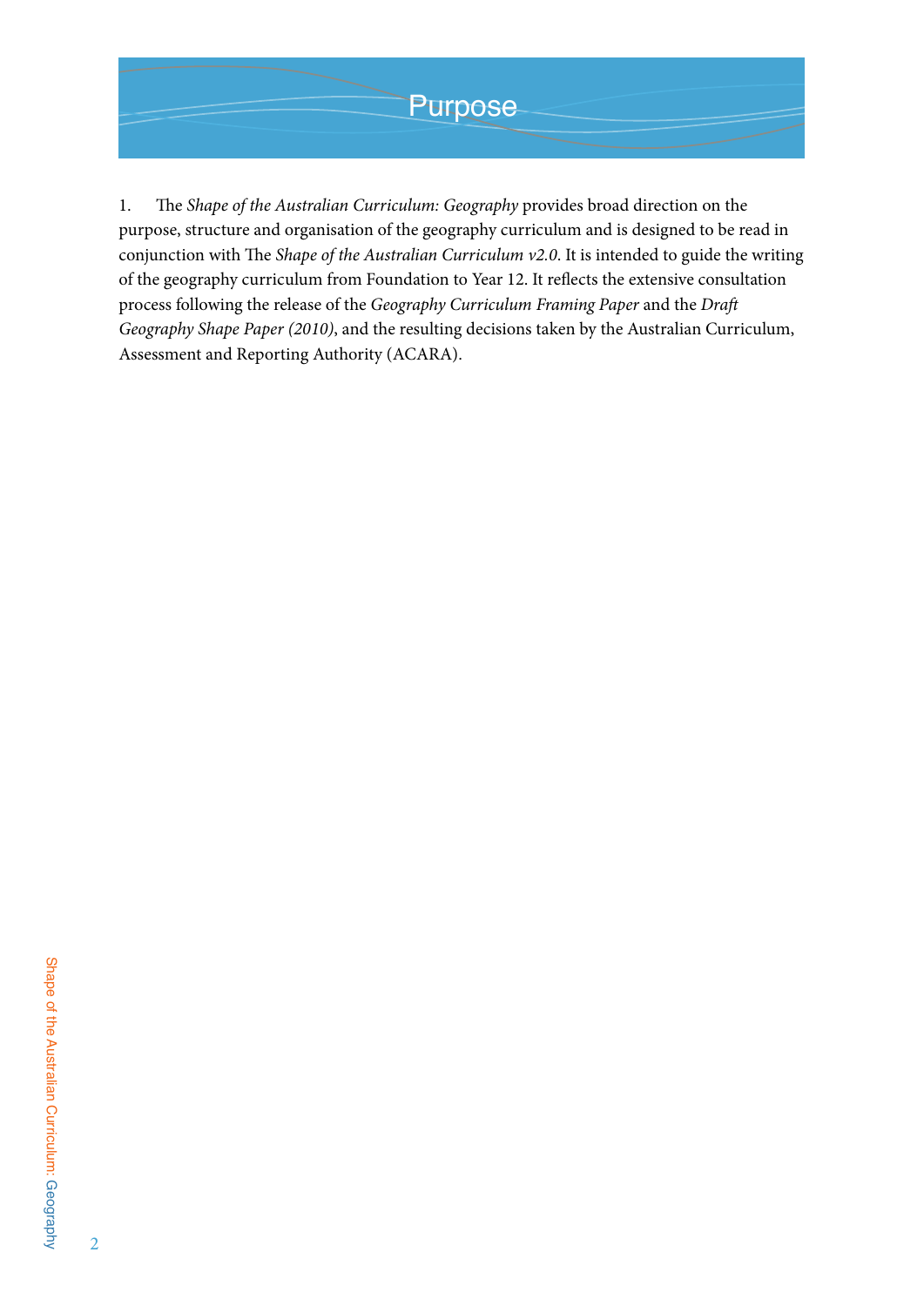# Purpose

1. The *Shape of the Australian Curriculum: Geography* provides broad direction on the purpose, structure and organisation of the geography curriculum and is designed to be read in conjunction with The *Shape of the Australian Curriculum v2.0*. It is intended to guide the writing of the geography curriculum from Foundation to Year 12. It reflects the extensive consultation process following the release of the *Geography Curriculum Framing Paper* and the *Draft Geography Shape Paper (2010)*, and the resulting decisions taken by the Australian Curriculum, Assessment and Reporting Authority (ACARA).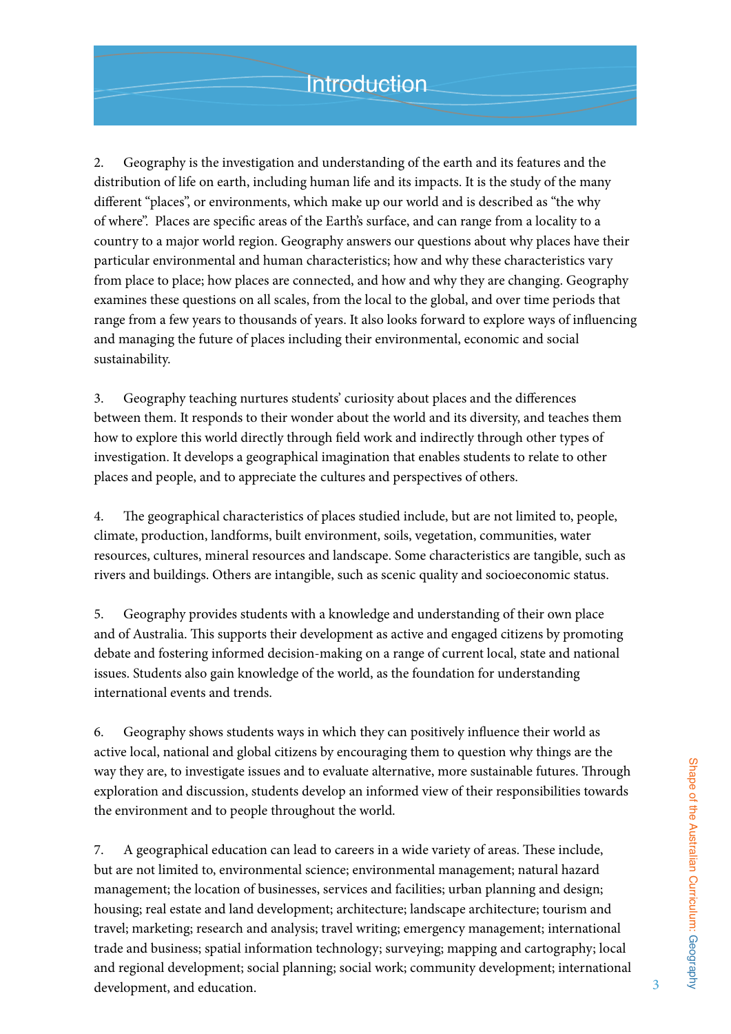# Introduction

2. Geography is the investigation and understanding of the earth and its features and the distribution of life on earth, including human life and its impacts. It is the study of the many different "places", or environments, which make up our world and is described as "the why of where". Places are specific areas of the Earth's surface, and can range from a locality to a country to a major world region. Geography answers our questions about why places have their particular environmental and human characteristics; how and why these characteristics vary from place to place; how places are connected, and how and why they are changing. Geography examines these questions on all scales, from the local to the global, and over time periods that range from a few years to thousands of years. It also looks forward to explore ways of influencing and managing the future of places including their environmental, economic and social sustainability.

3. Geography teaching nurtures students' curiosity about places and the differences between them. It responds to their wonder about the world and its diversity, and teaches them how to explore this world directly through field work and indirectly through other types of investigation. It develops a geographical imagination that enables students to relate to other places and people, and to appreciate the cultures and perspectives of others.

4. The geographical characteristics of places studied include, but are not limited to, people, climate, production, landforms, built environment, soils, vegetation, communities, water resources, cultures, mineral resources and landscape. Some characteristics are tangible, such as rivers and buildings. Others are intangible, such as scenic quality and socioeconomic status.

5. Geography provides students with a knowledge and understanding of their own place and of Australia. This supports their development as active and engaged citizens by promoting debate and fostering informed decision-making on a range of current local, state and national issues. Students also gain knowledge of the world, as the foundation for understanding international events and trends.

6. Geography shows students ways in which they can positively influence their world as active local, national and global citizens by encouraging them to question why things are the way they are, to investigate issues and to evaluate alternative, more sustainable futures. Through exploration and discussion, students develop an informed view of their responsibilities towards the environment and to people throughout the world.

7. A geographical education can lead to careers in a wide variety of areas. These include, but are not limited to, environmental science; environmental management; natural hazard management; the location of businesses, services and facilities; urban planning and design; housing; real estate and land development; architecture; landscape architecture; tourism and travel; marketing; research and analysis; travel writing; emergency management; international trade and business; spatial information technology; surveying; mapping and cartography; local and regional development; social planning; social work; community development; international development, and education.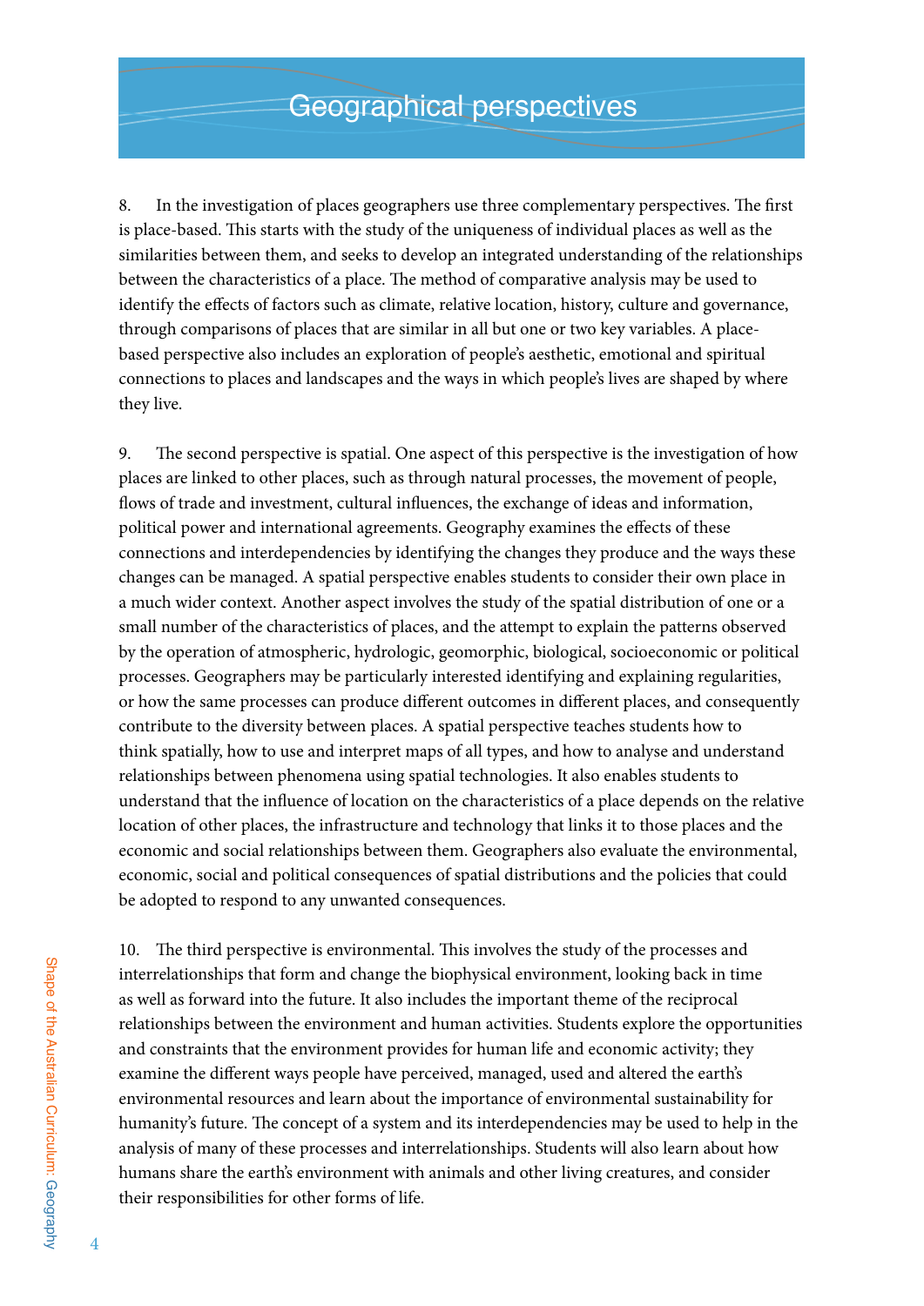# Geographical perspectives

8. In the investigation of places geographers use three complementary perspectives. The first is place-based. This starts with the study of the uniqueness of individual places as well as the similarities between them, and seeks to develop an integrated understanding of the relationships between the characteristics of a place. The method of comparative analysis may be used to identify the effects of factors such as climate, relative location, history, culture and governance, through comparisons of places that are similar in all but one or two key variables. A place-based perspective also includes an exploration of people's aesthetic, emotional and spiritual connections to places and landscapes and the ways in which people's lives are shaped by where they live.

9. The second perspective is spatial. One aspect of this perspective is the investigation of how places are linked to other places, such as through natural processes, the movement of people, flows of trade and investment, cultural influences, the exchange of ideas and information, political power and international agreements. Geography examines the effects of these connections and interdependencies by identifying the changes they produce and the ways these changes can be managed. A spatial perspective enables students to consider their own place in a much wider context. Another aspect involves the study of the spatial distribution of one or a small number of the characteristics of places, and the attempt to explain the patterns observed by the operation of atmospheric, hydrologic, geomorphic, biological, socioeconomic or political processes. Geographers may be particularly interested identifying and explaining regularities, or how the same processes can produce different outcomes in different places, and consequently contribute to the diversity between places. A spatial perspective teaches students how to think spatially, how to use and interpret maps of all types, and how to analyse and understand relationships between phenomena using spatial technologies. It also enables students to understand that the influence of location on the characteristics of a place depends on the relative location of other places, the infrastructure and technology that links it to those places and the economic and social relationships between them. Geographers also evaluate the environmental, economic, social and political consequences of spatial distributions and the policies that could be adopted to respond to any unwanted consequences.

10. The third perspective is environmental. This involves the study of the processes and interrelationships that form and change the biophysical environment, looking back in time as well as forward into the future. It also includes the important theme of the reciprocal relationships between the environment and human activities. Students explore the opportunities and constraints that the environment provides for human life and economic activity; they examine the different ways people have perceived, managed, used and altered the earth's environmental resources and learn about the importance of environmental sustainability for humanity's future. The concept of a system and its interdependencies may be used to help in the analysis of many of these processes and interrelationships. Students will also learn about how humans share the earth's environment with animals and other living creatures, and consider their responsibilities for other forms of life.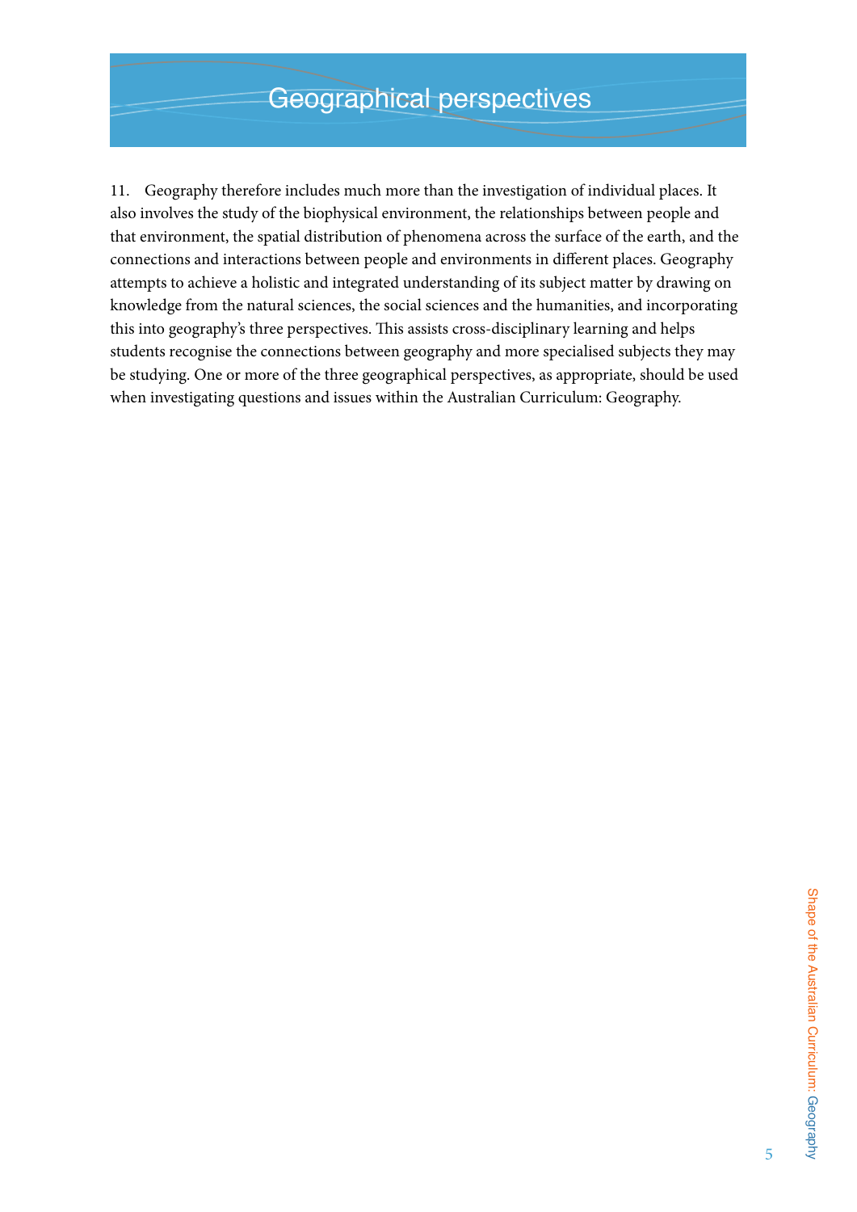# Geographical perspectives

11. Geography therefore includes much more than the investigation of individual places. It also involves the study of the biophysical environment, the relationships between people and that environment, the spatial distribution of phenomena across the surface of the earth, and the connections and interactions between people and environments in different places. Geography attempts to achieve a holistic and integrated understanding of its subject matter by drawing on knowledge from the natural sciences, the social sciences and the humanities, and incorporating this into geography's three perspectives. This assists cross-disciplinary learning and helps students recognise the connections between geography and more specialised subjects they may be studying. One or more of the three geographical perspectives, as appropriate, should be used when investigating questions and issues within the Australian Curriculum: Geography.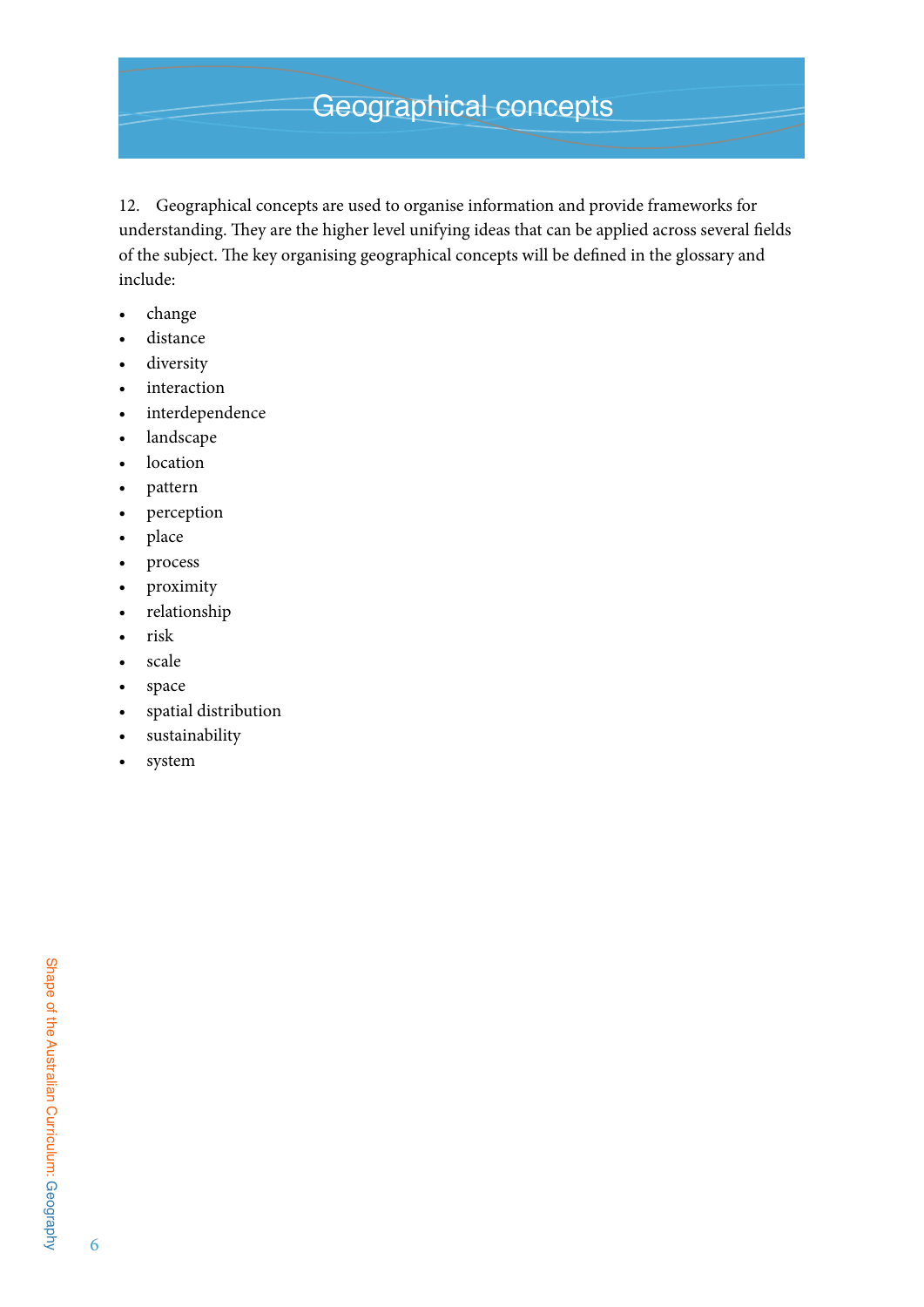# Geographical concepts

12. Geographical concepts are used to organise information and provide frameworks for understanding. They are the higher level unifying ideas that can be applied across several fields of the subject. The key organising geographical concepts will be defined in the glossary and include:

- change
- distance
- diversity
- interaction
- interdependence
- landscape
- location
- pattern
- perception
- place
- process
- proximity
- relationship
- risk
- scale
- space
- spatial distribution
- sustainability
- system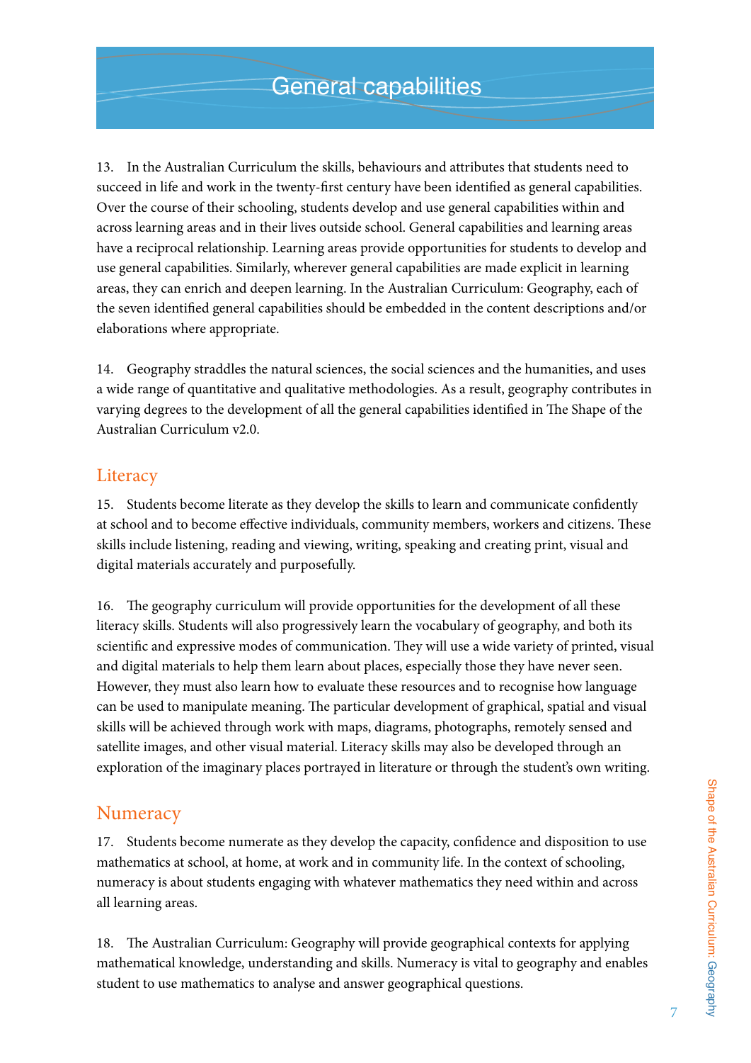# General capabilities

13. In the Australian Curriculum the skills, behaviours and attributes that students need to succeed in life and work in the twenty-first century have been identified as general capabilities. Over the course of their schooling, students develop and use general capabilities within and across learning areas and in their lives outside school. General capabilities and learning areas have a reciprocal relationship. Learning areas provide opportunities for students to develop and use general capabilities. Similarly, wherever general capabilities are made explicit in learning areas, they can enrich and deepen learning. In the Australian Curriculum: Geography, each of the seven identified general capabilities should be embedded in the content descriptions and/or elaborations where appropriate.

14. Geography straddles the natural sciences, the social sciences and the humanities, and uses a wide range of quantitative and qualitative methodologies. As a result, geography contributes in varying degrees to the development of all the general capabilities identified in The Shape of the Australian Curriculum v2.0.

## Literacy

15. Students become literate as they develop the skills to learn and communicate confidently at school and to become effective individuals, community members, workers and citizens. These skills include listening, reading and viewing, writing, speaking and creating print, visual and digital materials accurately and purposefully.

16. The geography curriculum will provide opportunities for the development of all these literacy skills. Students will also progressively learn the vocabulary of geography, and both its scientific and expressive modes of communication. They will use a wide variety of printed, visual and digital materials to help them learn about places, especially those they have never seen. However, they must also learn how to evaluate these resources and to recognise how language can be used to manipulate meaning. The particular development of graphical, spatial and visual skills will be achieved through work with maps, diagrams, photographs, remotely sensed and satellite images, and other visual material. Literacy skills may also be developed through an exploration of the imaginary places portrayed in literature or through the student's own writing.

## Numeracy

17. Students become numerate as they develop the capacity, confidence and disposition to use mathematics at school, at home, at work and in community life. In the context of schooling, numeracy is about students engaging with whatever mathematics they need within and across all learning areas.

18. The Australian Curriculum: Geography will provide geographical contexts for applying mathematical knowledge, understanding and skills. Numeracy is vital to geography and enables student to use mathematics to analyse and answer geographical questions.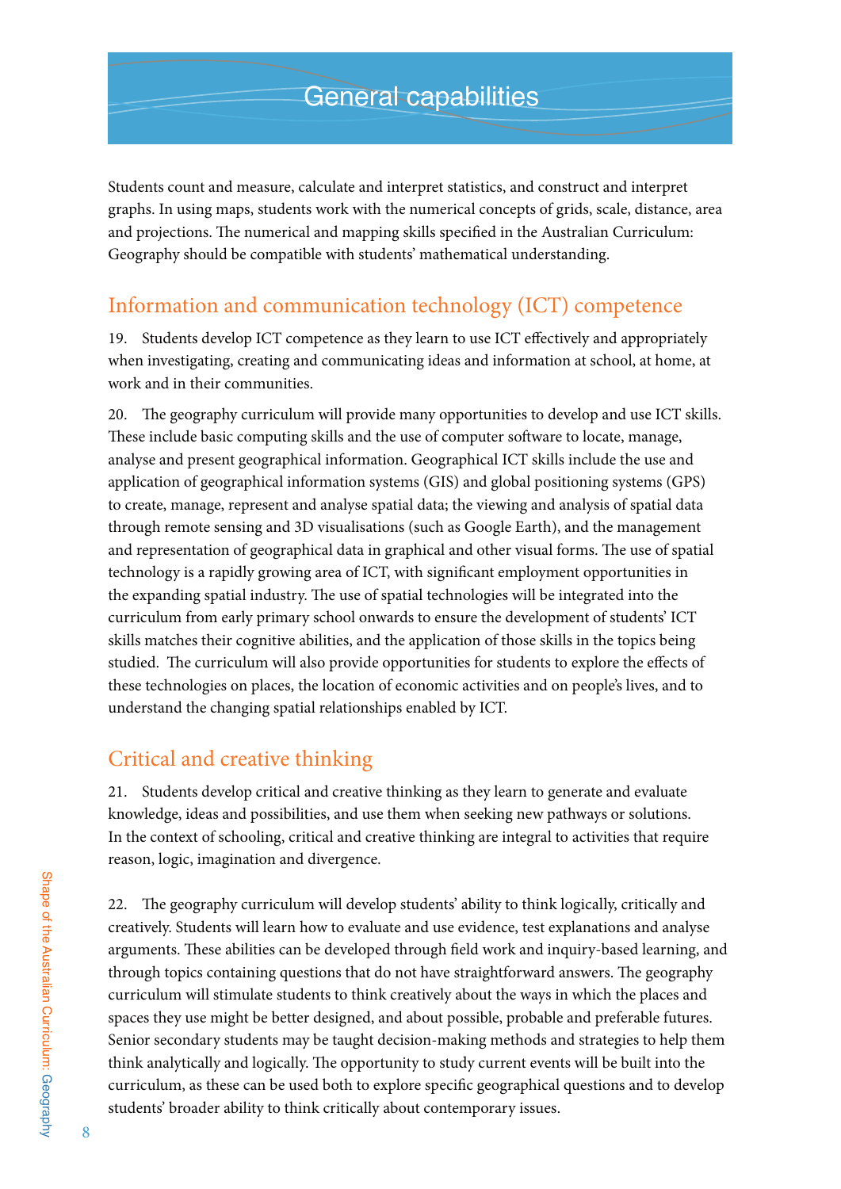# General capabilities

Students count and measure, calculate and interpret statistics, and construct and interpret graphs. In using maps, students work with the numerical concepts of grids, scale, distance, area and projections. The numerical and mapping skills specified in the Australian Curriculum: Geography should be compatible with students' mathematical understanding.

## Information and communication technology (ICT) competence

19. Students develop ICT competence as they learn to use ICT effectively and appropriately when investigating, creating and communicating ideas and information at school, at home, at work and in their communities.

20. The geography curriculum will provide many opportunities to develop and use ICT skills. These include basic computing skills and the use of computer software to locate, manage, analyse and present geographical information. Geographical ICT skills include the use and application of geographical information systems (GIS) and global positioning systems (GPS) to create, manage, represent and analyse spatial data; the viewing and analysis of spatial data through remote sensing and 3D visualisations (such as Google Earth), and the management and representation of geographical data in graphical and other visual forms. The use of spatial technology is a rapidly growing area of ICT, with significant employment opportunities in the expanding spatial industry. The use of spatial technologies will be integrated into the curriculum from early primary school onwards to ensure the development of students' ICT skills matches their cognitive abilities, and the application of those skills in the topics being studied. The curriculum will also provide opportunities for students to explore the effects of these technologies on places, the location of economic activities and on people's lives, and to understand the changing spatial relationships enabled by ICT.

## Critical and creative thinking

21. Students develop critical and creative thinking as they learn to generate and evaluate knowledge, ideas and possibilities, and use them when seeking new pathways or solutions. In the context of schooling, critical and creative thinking are integral to activities that require reason, logic, imagination and divergence.

22. The geography curriculum will develop students' ability to think logically, critically and creatively. Students will learn how to evaluate and use evidence, test explanations and analyse arguments. These abilities can be developed through field work and inquiry-based learning, and through topics containing questions that do not have straightforward answers. The geography curriculum will stimulate students to think creatively about the ways in which the places and spaces they use might be better designed, and about possible, probable and preferable futures. Senior secondary students may be taught decision-making methods and strategies to help them think analytically and logically. The opportunity to study current events will be built into the curriculum, as these can be used both to explore specific geographical questions and to develop students' broader ability to think critically about contemporary issues.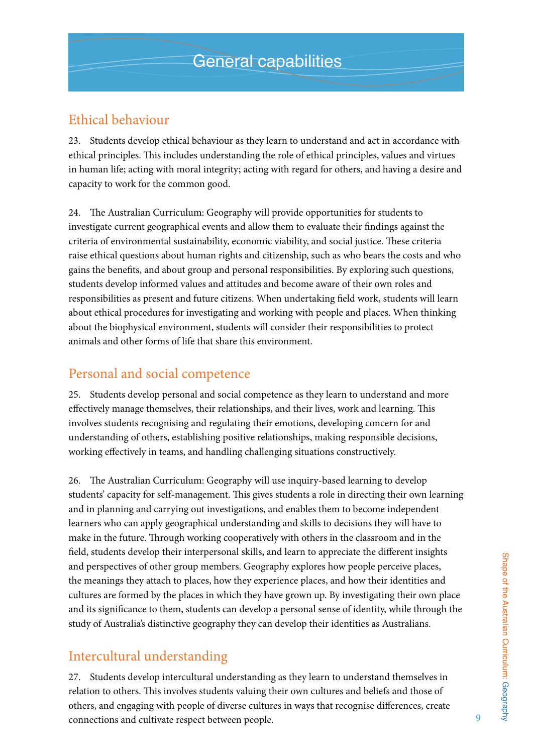# General capabilities

## Ethical behaviour

23. Students develop ethical behaviour as they learn to understand and act in accordance with ethical principles. This includes understanding the role of ethical principles, values and virtues in human life; acting with moral integrity; acting with regard for others, and having a desire and capacity to work for the common good.

24. The Australian Curriculum: Geography will provide opportunities for students to investigate current geographical events and allow them to evaluate their findings against the criteria of environmental sustainability, economic viability, and social justice. These criteria raise ethical questions about human rights and citizenship, such as who bears the costs and who gains the benefits, and about group and personal responsibilities. By exploring such questions, students develop informed values and attitudes and become aware of their own roles and responsibilities as present and future citizens. When undertaking field work, students will learn about ethical procedures for investigating and working with people and places. When thinking about the biophysical environment, students will consider their responsibilities to protect animals and other forms of life that share this environment.

## Personal and social competence

25. Students develop personal and social competence as they learn to understand and more effectively manage themselves, their relationships, and their lives, work and learning. This involves students recognising and regulating their emotions, developing concern for and understanding of others, establishing positive relationships, making responsible decisions, working effectively in teams, and handling challenging situations constructively.

26. The Australian Curriculum: Geography will use inquiry-based learning to develop students' capacity for self-management. This gives students a role in directing their own learning and in planning and carrying out investigations, and enables them to become independent learners who can apply geographical understanding and skills to decisions they will have to make in the future. Through working cooperatively with others in the classroom and in the field, students develop their interpersonal skills, and learn to appreciate the different insights and perspectives of other group members. Geography explores how people perceive places, the meanings they attach to places, how they experience places, and how their identities and cultures are formed by the places in which they have grown up. By investigating their own place and its significance to them, students can develop a personal sense of identity, while through the study of Australia's distinctive geography they can develop their identities as Australians.

## Intercultural understanding

27. Students develop intercultural understanding as they learn to understand themselves in relation to others. This involves students valuing their own cultures and beliefs and those of others, and engaging with people of diverse cultures in ways that recognise differences, create connections and cultivate respect between people.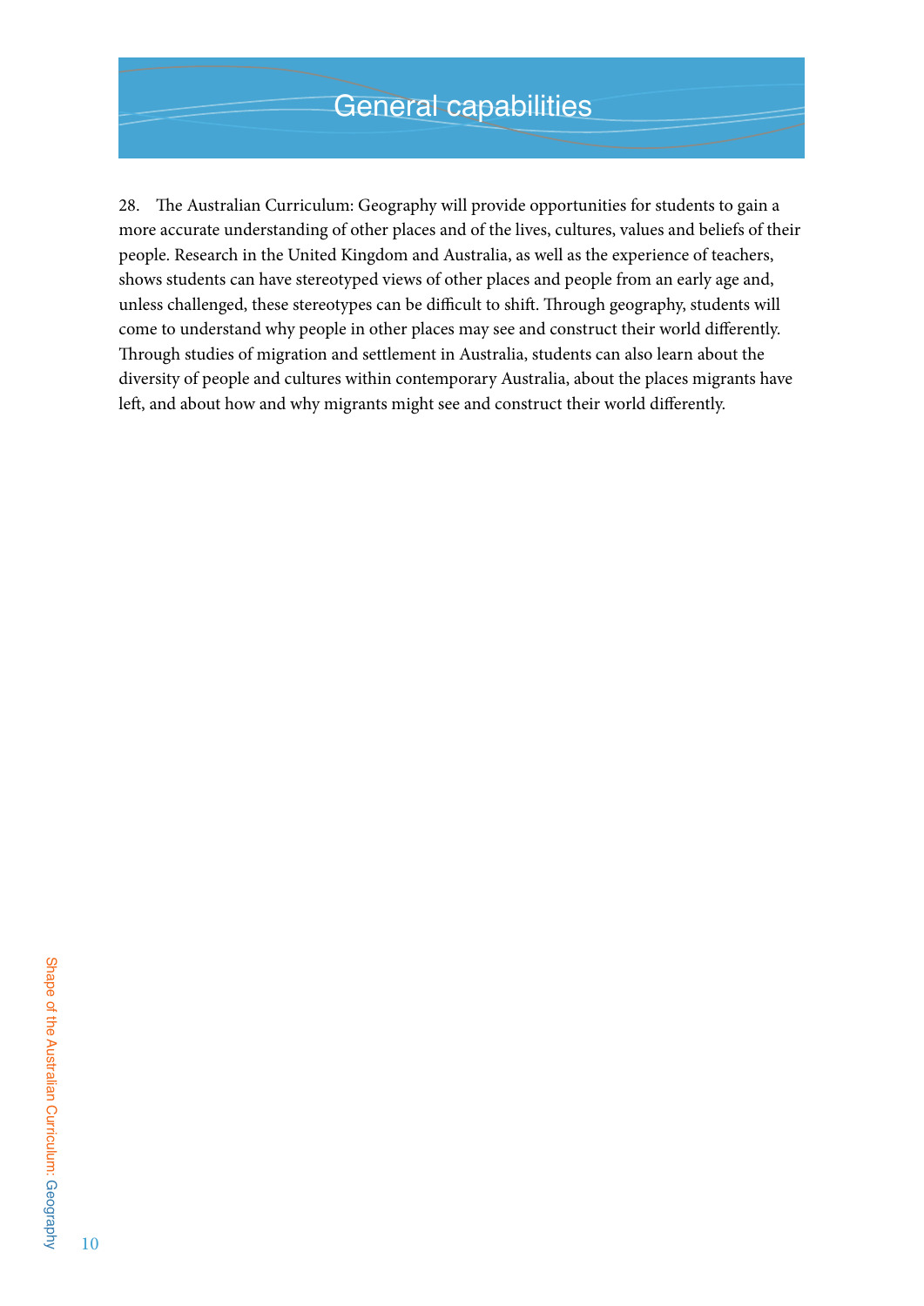# General capabilities

28. The Australian Curriculum: Geography will provide opportunities for students to gain a more accurate understanding of other places and of the lives, cultures, values and beliefs of their people. Research in the United Kingdom and Australia, as well as the experience of teachers, shows students can have stereotyped views of other places and people from an early age and, unless challenged, these stereotypes can be difficult to shift. Through geography, students will come to understand why people in other places may see and construct their world differently. Through studies of migration and settlement in Australia, students can also learn about the diversity of people and cultures within contemporary Australia, about the places migrants have left, and about how and why migrants might see and construct their world differently.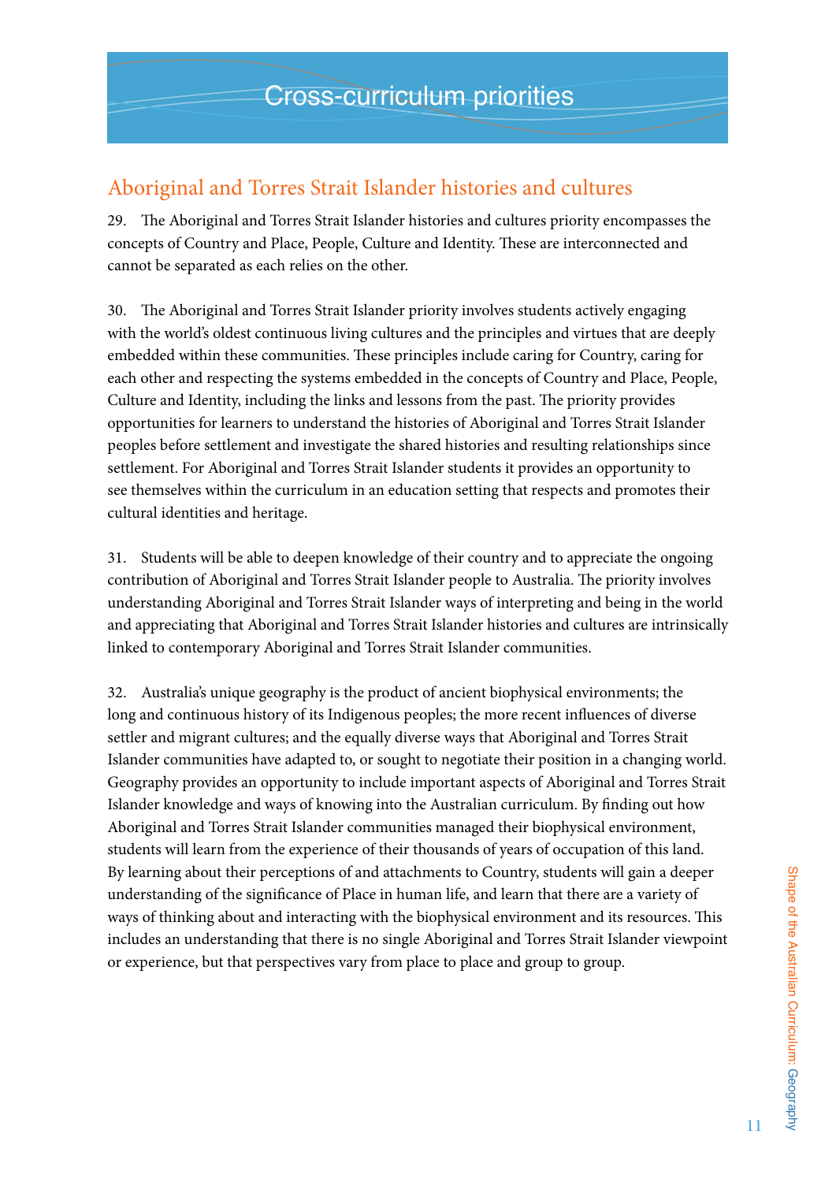# Cross-curriculum priorities

## Aboriginal and Torres Strait Islander histories and cultures

29. The Aboriginal and Torres Strait Islander histories and cultures priority encompasses the concepts of Country and Place, People, Culture and Identity. These are interconnected and cannot be separated as each relies on the other.

30. The Aboriginal and Torres Strait Islander priority involves students actively engaging with the world's oldest continuous living cultures and the principles and virtues that are deeply embedded within these communities. These principles include caring for Country, caring for each other and respecting the systems embedded in the concepts of Country and Place, People, Culture and Identity, including the links and lessons from the past. The priority provides opportunities for learners to understand the histories of Aboriginal and Torres Strait Islander peoples before settlement and investigate the shared histories and resulting relationships since settlement. For Aboriginal and Torres Strait Islander students it provides an opportunity to see themselves within the curriculum in an education setting that respects and promotes their cultural identities and heritage.

31. Students will be able to deepen knowledge of their country and to appreciate the ongoing contribution of Aboriginal and Torres Strait Islander people to Australia. The priority involves understanding Aboriginal and Torres Strait Islander ways of interpreting and being in the world and appreciating that Aboriginal and Torres Strait Islander histories and cultures are intrinsically linked to contemporary Aboriginal and Torres Strait Islander communities.

32. Australia's unique geography is the product of ancient biophysical environments; the long and continuous history of its Indigenous peoples; the more recent influences of diverse settler and migrant cultures; and the equally diverse ways that Aboriginal and Torres Strait Islander communities have adapted to, or sought to negotiate their position in a changing world. Geography provides an opportunity to include important aspects of Aboriginal and Torres Strait Islander knowledge and ways of knowing into the Australian curriculum. By finding out how Aboriginal and Torres Strait Islander communities managed their biophysical environment, students will learn from the experience of their thousands of years of occupation of this land. By learning about their perceptions of and attachments to Country, students will gain a deeper understanding of the significance of Place in human life, and learn that there are a variety of ways of thinking about and interacting with the biophysical environment and its resources. This includes an understanding that there is no single Aboriginal and Torres Strait Islander viewpoint or experience, but that perspectives vary from place to place and group to group.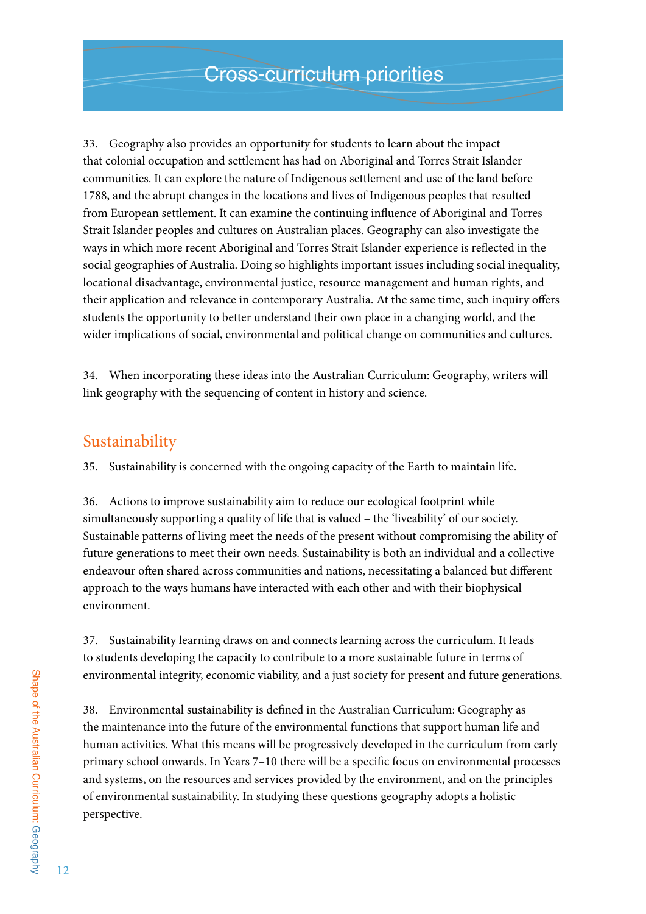# Cross-curriculum priorities

33. Geography also provides an opportunity for students to learn about the impact that colonial occupation and settlement has had on Aboriginal and Torres Strait Islander communities. It can explore the nature of Indigenous settlement and use of the land before 1788, and the abrupt changes in the locations and lives of Indigenous peoples that resulted from European settlement. It can examine the continuing influence of Aboriginal and Torres Strait Islander peoples and cultures on Australian places. Geography can also investigate the ways in which more recent Aboriginal and Torres Strait Islander experience is reflected in the social geographies of Australia. Doing so highlights important issues including social inequality, locational disadvantage, environmental justice, resource management and human rights, and their application and relevance in contemporary Australia. At the same time, such inquiry offers students the opportunity to better understand their own place in a changing world, and the wider implications of social, environmental and political change on communities and cultures.

34. When incorporating these ideas into the Australian Curriculum: Geography, writers will link geography with the sequencing of content in history and science.

## Sustainability

35. Sustainability is concerned with the ongoing capacity of the Earth to maintain life.

36. Actions to improve sustainability aim to reduce our ecological footprint while simultaneously supporting a quality of life that is valued – the 'liveability' of our society. Sustainable patterns of living meet the needs of the present without compromising the ability of future generations to meet their own needs. Sustainability is both an individual and a collective endeavour often shared across communities and nations, necessitating a balanced but different approach to the ways humans have interacted with each other and with their biophysical environment.

37. Sustainability learning draws on and connects learning across the curriculum. It leads to students developing the capacity to contribute to a more sustainable future in terms of environmental integrity, economic viability, and a just society for present and future generations.

38. Environmental sustainability is defined in the Australian Curriculum: Geography as the maintenance into the future of the environmental functions that support human life and human activities. What this means will be progressively developed in the curriculum from early primary school onwards. In Years 7–10 there will be a specific focus on environmental processes and systems, on the resources and services provided by the environment, and on the principles of environmental sustainability. In studying these questions geography adopts a holistic perspective.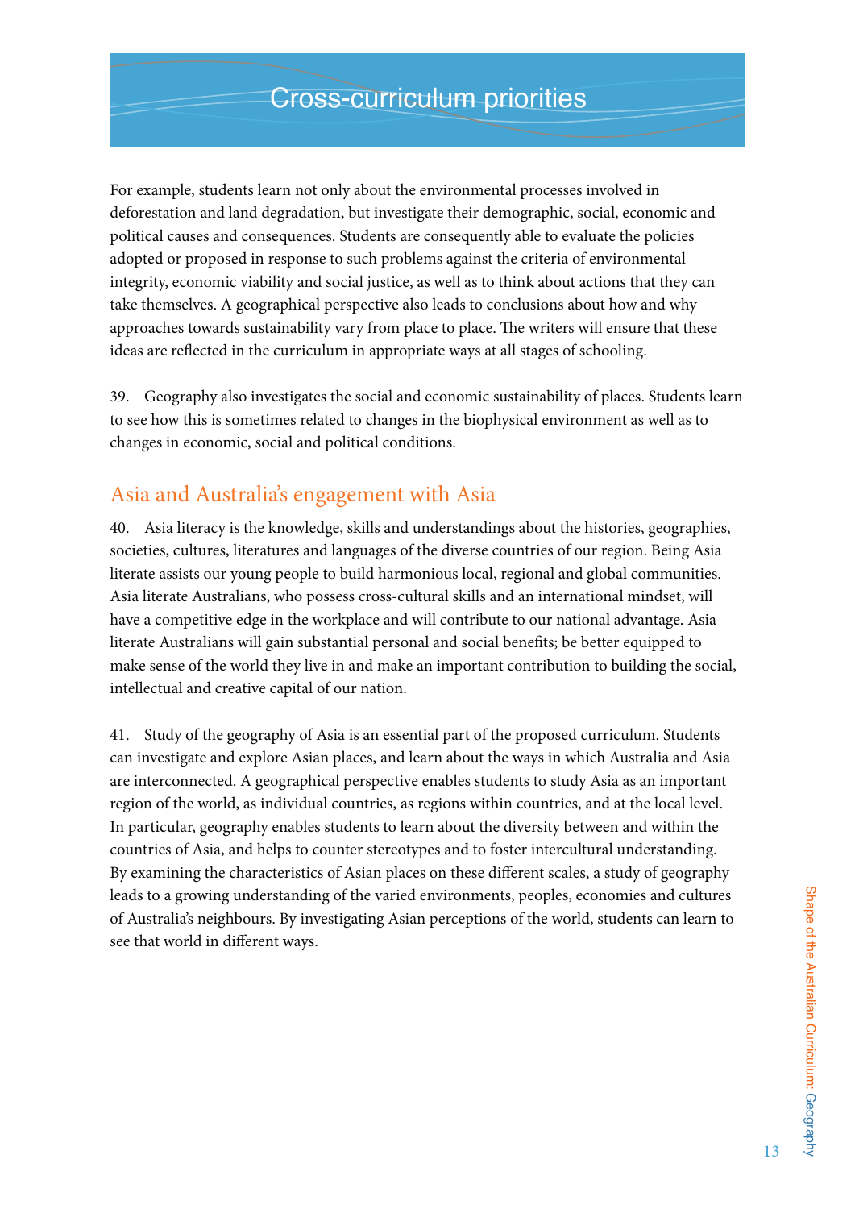# Cross-curriculum priorities

For example, students learn not only about the environmental processes involved in deforestation and land degradation, but investigate their demographic, social, economic and political causes and consequences. Students are consequently able to evaluate the policies adopted or proposed in response to such problems against the criteria of environmental integrity, economic viability and social justice, as well as to think about actions that they can take themselves. A geographical perspective also leads to conclusions about how and why approaches towards sustainability vary from place to place. The writers will ensure that these ideas are reflected in the curriculum in appropriate ways at all stages of schooling.

39. Geography also investigates the social and economic sustainability of places. Students learn to see how this is sometimes related to changes in the biophysical environment as well as to changes in economic, social and political conditions.

## Asia and Australia's engagement with Asia

40. Asia literacy is the knowledge, skills and understandings about the histories, geographies, societies, cultures, literatures and languages of the diverse countries of our region. Being Asia literate assists our young people to build harmonious local, regional and global communities. Asia literate Australians, who possess cross-cultural skills and an international mindset, will have a competitive edge in the workplace and will contribute to our national advantage. Asia literate Australians will gain substantial personal and social benefits; be better equipped to make sense of the world they live in and make an important contribution to building the social, intellectual and creative capital of our nation.

41. Study of the geography of Asia is an essential part of the proposed curriculum. Students can investigate and explore Asian places, and learn about the ways in which Australia and Asia are interconnected. A geographical perspective enables students to study Asia as an important region of the world, as individual countries, as regions within countries, and at the local level. In particular, geography enables students to learn about the diversity between and within the countries of Asia, and helps to counter stereotypes and to foster intercultural understanding. By examining the characteristics of Asian places on these different scales, a study of geography leads to a growing understanding of the varied environments, peoples, economies and cultures of Australia's neighbours. By investigating Asian perceptions of the world, students can learn to see that world in different ways.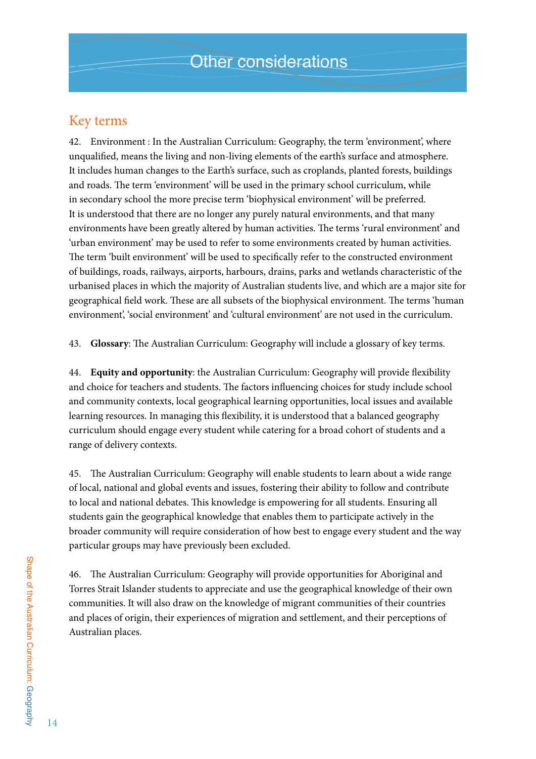# Other considerations

## Key terms

42. Environment : In the Australian Curriculum: Geography, the term 'environment', where unqualified, means the living and non-living elements of the earth's surface and atmosphere. It includes human changes to the Earth's surface, such as croplands, planted forests, buildings and roads. The term 'environment' will be used in the primary school curriculum, while in secondary school the more precise term 'biophysical environment' will be preferred. It is understood that there are no longer any purely natural environments, and that many environments have been greatly altered by human activities. The terms 'rural environment' and 'urban environment' may be used to refer to some environments created by human activities. The term 'built environment' will be used to specifically refer to the constructed environment of buildings, roads, railways, airports, harbours, drains, parks and wetlands characteristic of the urbanised places in which the majority of Australian students live, and which are a major site for geographical field work. These are all subsets of the biophysical environment. The terms 'human environment', 'social environment' and 'cultural environment' are not used in the curriculum.

43. **Glossary**: The Australian Curriculum: Geography will include a glossary of key terms.

44. **Equity and opportunity**: the Australian Curriculum: Geography will provide flexibility and choice for teachers and students. The factors influencing choices for study include school and community contexts, local geographical learning opportunities, local issues and available learning resources. In managing this flexibility, it is understood that a balanced geography curriculum should engage every student while catering for a broad cohort of students and a range of delivery contexts.

45. The Australian Curriculum: Geography will enable students to learn about a wide range of local, national and global events and issues, fostering their ability to follow and contribute to local and national debates. This knowledge is empowering for all students. Ensuring all students gain the geographical knowledge that enables them to participate actively in the broader community will require consideration of how best to engage every student and the way particular groups may have previously been excluded.

46. The Australian Curriculum: Geography will provide opportunities for Aboriginal and Torres Strait Islander students to appreciate and use the geographical knowledge of their own communities. It will also draw on the knowledge of migrant communities of their countries and places of origin, their experiences of migration and settlement, and their perceptions of Australian places.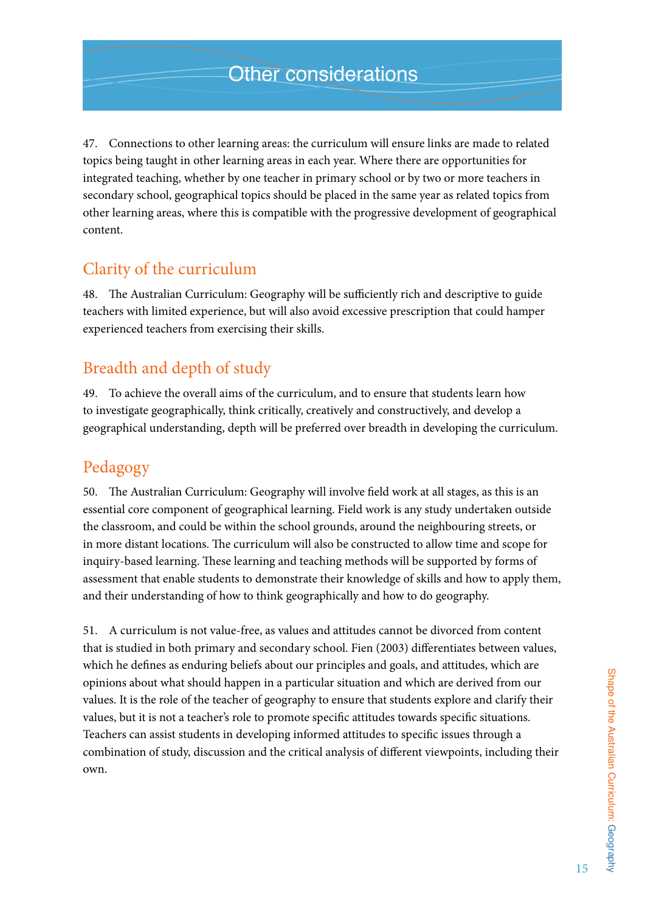# Other considerations

47. Connections to other learning areas: the curriculum will ensure links are made to related topics being taught in other learning areas in each year. Where there are opportunities for integrated teaching, whether by one teacher in primary school or by two or more teachers in secondary school, geographical topics should be placed in the same year as related topics from other learning areas, where this is compatible with the progressive development of geographical content.

## Clarity of the curriculum

48. The Australian Curriculum: Geography will be sufficiently rich and descriptive to guide teachers with limited experience, but will also avoid excessive prescription that could hamper experienced teachers from exercising their skills.

## Breadth and depth of study

49. To achieve the overall aims of the curriculum, and to ensure that students learn how to investigate geographically, think critically, creatively and constructively, and develop a geographical understanding, depth will be preferred over breadth in developing the curriculum.

## Pedagogy

50. The Australian Curriculum: Geography will involve field work at all stages, as this is an essential core component of geographical learning. Field work is any study undertaken outside the classroom, and could be within the school grounds, around the neighbouring streets, or in more distant locations. The curriculum will also be constructed to allow time and scope for inquiry-based learning. These learning and teaching methods will be supported by forms of assessment that enable students to demonstrate their knowledge of skills and how to apply them, and their understanding of how to think geographically and how to do geography.

51. A curriculum is not value-free, as values and attitudes cannot be divorced from content that is studied in both primary and secondary school. Fien (2003) differentiates between values, which he defines as enduring beliefs about our principles and goals, and attitudes, which are opinions about what should happen in a particular situation and which are derived from our values. It is the role of the teacher of geography to ensure that students explore and clarify their values, but it is not a teacher's role to promote specific attitudes towards specific situations. Teachers can assist students in developing informed attitudes to specific issues through a combination of study, discussion and the critical analysis of different viewpoints, including their own.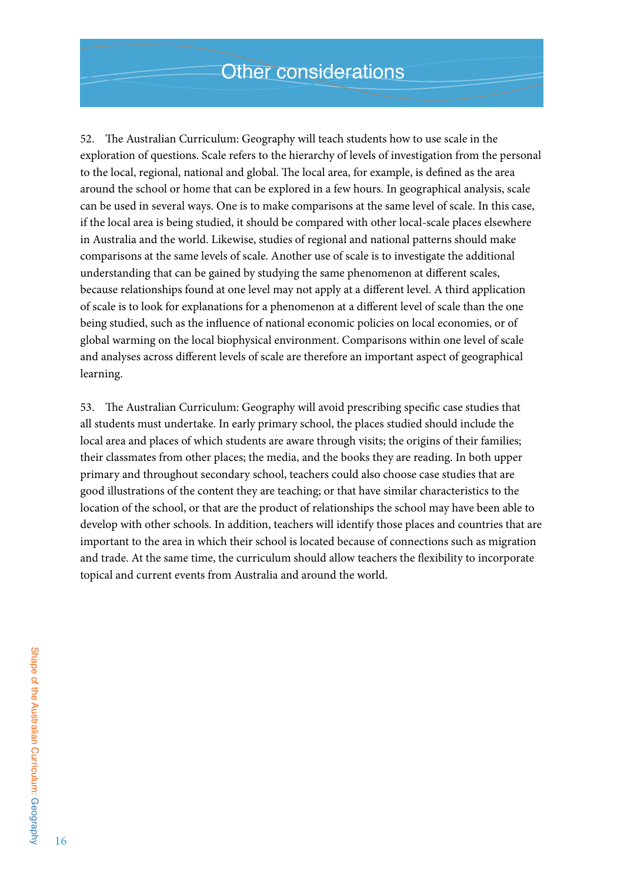# Other considerations

52. The Australian Curriculum: Geography will teach students how to use scale in the exploration of questions. Scale refers to the hierarchy of levels of investigation from the personal to the local, regional, national and global. The local area, for example, is defined as the area around the school or home that can be explored in a few hours. In geographical analysis, scale can be used in several ways. One is to make comparisons at the same level of scale. In this case, if the local area is being studied, it should be compared with other local-scale places elsewhere in Australia and the world. Likewise, studies of regional and national patterns should make comparisons at the same levels of scale. Another use of scale is to investigate the additional understanding that can be gained by studying the same phenomenon at different scales, because relationships found at one level may not apply at a different level. A third application of scale is to look for explanations for a phenomenon at a different level of scale than the one being studied, such as the influence of national economic policies on local economies, or of global warming on the local biophysical environment. Comparisons within one level of scale and analyses across different levels of scale are therefore an important aspect of geographical learning.

53. The Australian Curriculum: Geography will avoid prescribing specific case studies that all students must undertake. In early primary school, the places studied should include the local area and places of which students are aware through visits; the origins of their families; their classmates from other places; the media, and the books they are reading. In both upper primary and throughout secondary school, teachers could also choose case studies that are good illustrations of the content they are teaching; or that have similar characteristics to the location of the school, or that are the product of relationships the school may have been able to develop with other schools. In addition, teachers will identify those places and countries that are important to the area in which their school is located because of connections such as migration and trade. At the same time, the curriculum should allow teachers the flexibility to incorporate topical and current events from Australia and around the world.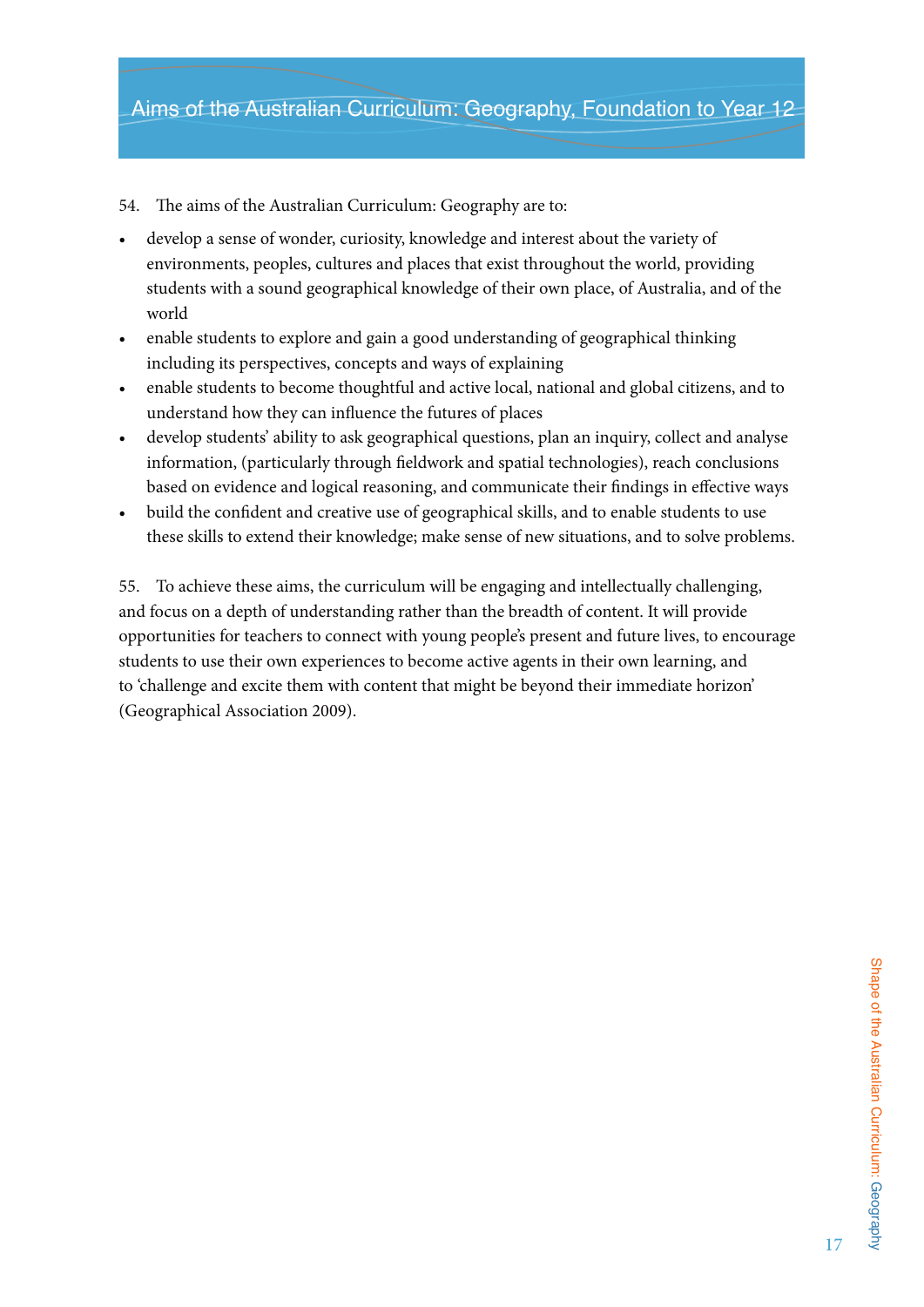# Aims of the Australian Curriculum: Geography, Foundation to Year 12

54. The aims of the Australian Curriculum: Geography are to:

- develop a sense of wonder, curiosity, knowledge and interest about the variety of environments, peoples, cultures and places that exist throughout the world, providing students with a sound geographical knowledge of their own place, of Australia, and of the world
- enable students to explore and gain a good understanding of geographical thinking including its perspectives, concepts and ways of explaining
- enable students to become thoughtful and active local, national and global citizens, and to understand how they can influence the futures of places
- develop students' ability to ask geographical questions, plan an inquiry, collect and analyse information, (particularly through fieldwork and spatial technologies), reach conclusions based on evidence and logical reasoning, and communicate their findings in effective ways
- build the confident and creative use of geographical skills, and to enable students to use these skills to extend their knowledge; make sense of new situations, and to solve problems.

55. To achieve these aims, the curriculum will be engaging and intellectually challenging, and focus on a depth of understanding rather than the breadth of content. It will provide opportunities for teachers to connect with young people's present and future lives, to encourage students to use their own experiences to become active agents in their own learning, and to 'challenge and excite them with content that might be beyond their immediate horizon' (Geographical Association 2009).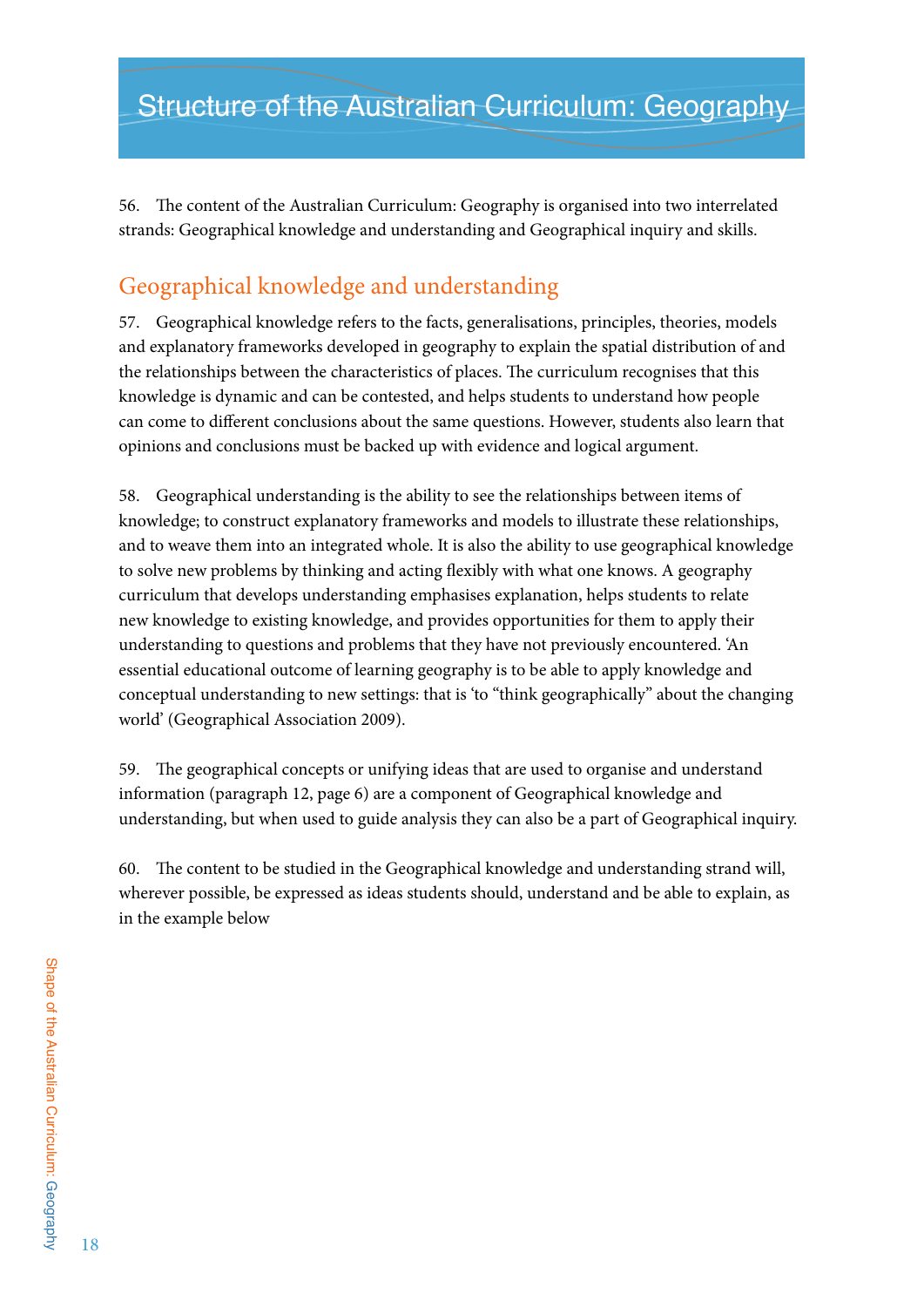# Structure of the Australian Curriculum: Geography

56. The content of the Australian Curriculum: Geography is organised into two interrelated strands: Geographical knowledge and understanding and Geographical inquiry and skills.

## Geographical knowledge and understanding

57. Geographical knowledge refers to the facts, generalisations, principles, theories, models and explanatory frameworks developed in geography to explain the spatial distribution of and the relationships between the characteristics of places. The curriculum recognises that this knowledge is dynamic and can be contested, and helps students to understand how people can come to different conclusions about the same questions. However, students also learn that opinions and conclusions must be backed up with evidence and logical argument.

58. Geographical understanding is the ability to see the relationships between items of knowledge; to construct explanatory frameworks and models to illustrate these relationships, and to weave them into an integrated whole. It is also the ability to use geographical knowledge to solve new problems by thinking and acting flexibly with what one knows. A geography curriculum that develops understanding emphasises explanation, helps students to relate new knowledge to existing knowledge, and provides opportunities for them to apply their understanding to questions and problems that they have not previously encountered. 'An essential educational outcome of learning geography is to be able to apply knowledge and conceptual understanding to new settings: that is 'to "think geographically" about the changing world' (Geographical Association 2009).

59. The geographical concepts or unifying ideas that are used to organise and understand information (paragraph 12, page 6) are a component of Geographical knowledge and understanding, but when used to guide analysis they can also be a part of Geographical inquiry.

60. The content to be studied in the Geographical knowledge and understanding strand will, wherever possible, be expressed as ideas students should, understand and be able to explain, as in the example below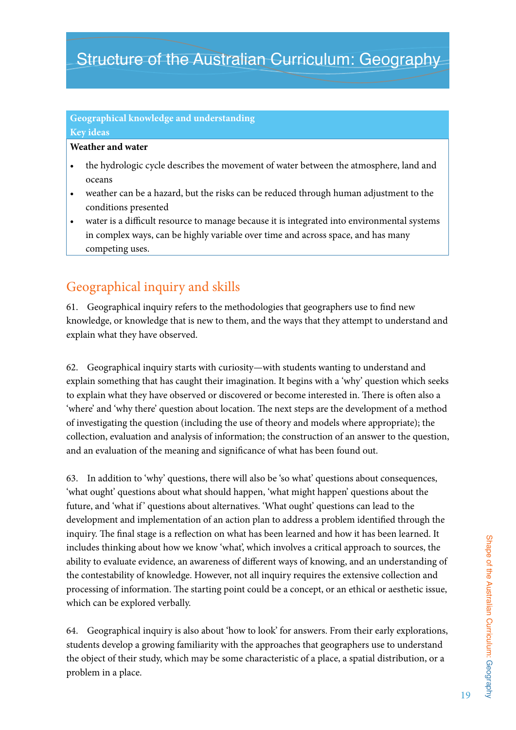# Structure of the Australian Curriculum: Geography

| Geographical knowledge and understanding<br>Key ideas |
|---|
| **Weather and water**<br>• the hydrologic cycle describes the movement of water between the atmosphere, land and oceans<br>• weather can be a hazard, but the risks can be reduced through human adjustment to the conditions presented<br>• water is a difficult resource to manage because it is integrated into environmental systems in complex ways, can be highly variable over time and across space, and has many competing uses. |

## Geographical inquiry and skills

61. Geographical inquiry refers to the methodologies that geographers use to find new knowledge, or knowledge that is new to them, and the ways that they attempt to understand and explain what they have observed.

62. Geographical inquiry starts with curiosity—with students wanting to understand and explain something that has caught their imagination. It begins with a 'why' question which seeks to explain what they have observed or discovered or become interested in. There is often also a 'where' and 'why there' question about location. The next steps are the development of a method of investigating the question (including the use of theory and models where appropriate); the collection, evaluation and analysis of information; the construction of an answer to the question, and an evaluation of the meaning and significance of what has been found out.

63. In addition to 'why' questions, there will also be 'so what' questions about consequences, 'what ought' questions about what should happen, 'what might happen' questions about the future, and 'what if' questions about alternatives. 'What ought' questions can lead to the development and implementation of an action plan to address a problem identified through the inquiry. The final stage is a reflection on what has been learned and how it has been learned. It includes thinking about how we know 'what', which involves a critical approach to sources, the ability to evaluate evidence, an awareness of different ways of knowing, and an understanding of the contestability of knowledge. However, not all inquiry requires the extensive collection and processing of information. The starting point could be a concept, or an ethical or aesthetic issue, which can be explored verbally.

64. Geographical inquiry is also about 'how to look' for answers. From their early explorations, students develop a growing familiarity with the approaches that geographers use to understand the object of their study, which may be some characteristic of a place, a spatial distribution, or a problem in a place.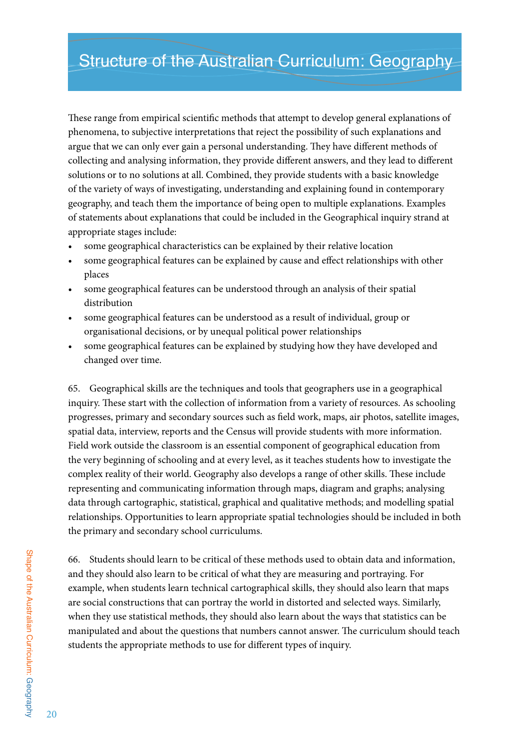# Structure of the Australian Curriculum: Geography

These range from empirical scientific methods that attempt to develop general explanations of phenomena, to subjective interpretations that reject the possibility of such explanations and argue that we can only ever gain a personal understanding. They have different methods of collecting and analysing information, they provide different answers, and they lead to different solutions or to no solutions at all. Combined, they provide students with a basic knowledge of the variety of ways of investigating, understanding and explaining found in contemporary geography, and teach them the importance of being open to multiple explanations. Examples of statements about explanations that could be included in the Geographical inquiry strand at appropriate stages include:

- some geographical characteristics can be explained by their relative location
- some geographical features can be explained by cause and effect relationships with other places
- some geographical features can be understood through an analysis of their spatial distribution
- some geographical features can be understood as a result of individual, group or organisational decisions, or by unequal political power relationships
- some geographical features can be explained by studying how they have developed and changed over time.

65. Geographical skills are the techniques and tools that geographers use in a geographical inquiry. These start with the collection of information from a variety of resources. As schooling progresses, primary and secondary sources such as field work, maps, air photos, satellite images, spatial data, interview, reports and the Census will provide students with more information. Field work outside the classroom is an essential component of geographical education from the very beginning of schooling and at every level, as it teaches students how to investigate the complex reality of their world. Geography also develops a range of other skills. These include representing and communicating information through maps, diagram and graphs; analysing data through cartographic, statistical, graphical and qualitative methods; and modelling spatial relationships. Opportunities to learn appropriate spatial technologies should be included in both the primary and secondary school curriculums.

66. Students should learn to be critical of these methods used to obtain data and information, and they should also learn to be critical of what they are measuring and portraying. For example, when students learn technical cartographical skills, they should also learn that maps are social constructions that can portray the world in distorted and selected ways. Similarly, when they use statistical methods, they should also learn about the ways that statistics can be manipulated and about the questions that numbers cannot answer. The curriculum should teach students the appropriate methods to use for different types of inquiry.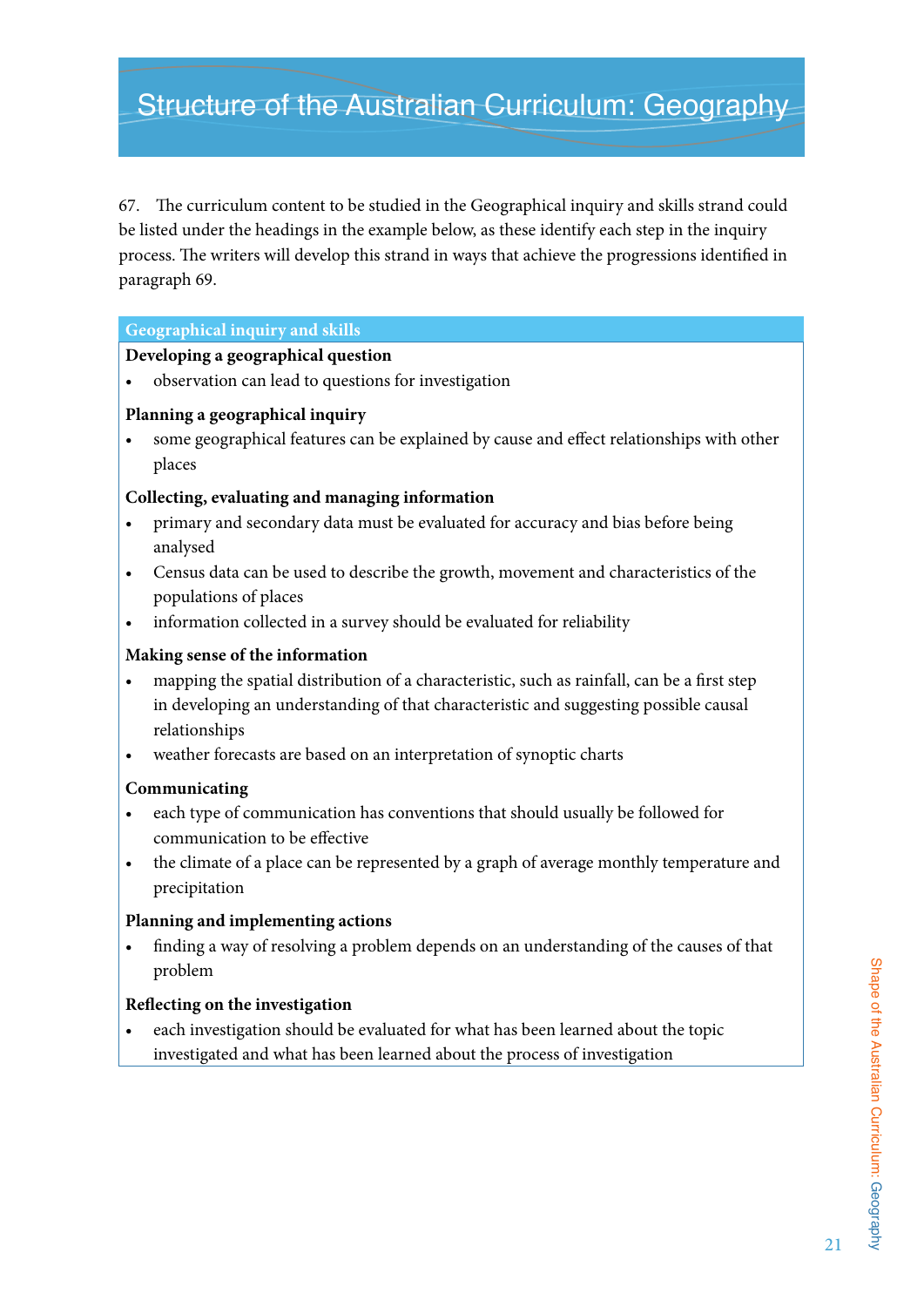# Structure of the Australian Curriculum: Geography

67. The curriculum content to be studied in the Geographical inquiry and skills strand could be listed under the headings in the example below, as these identify each step in the inquiry process. The writers will develop this strand in ways that achieve the progressions identified in paragraph 69.

**Geographical inquiry and skills**

**Developing a geographical question**

- observation can lead to questions for investigation

**Planning a geographical inquiry**

- some geographical features can be explained by cause and effect relationships with other places

**Collecting, evaluating and managing information**

- primary and secondary data must be evaluated for accuracy and bias before being analysed
- Census data can be used to describe the growth, movement and characteristics of the populations of places
- information collected in a survey should be evaluated for reliability

**Making sense of the information**

- mapping the spatial distribution of a characteristic, such as rainfall, can be a first step in developing an understanding of that characteristic and suggesting possible causal relationships
- weather forecasts are based on an interpretation of synoptic charts

**Communicating**

- each type of communication has conventions that should usually be followed for communication to be effective
- the climate of a place can be represented by a graph of average monthly temperature and precipitation

**Planning and implementing actions**

- finding a way of resolving a problem depends on an understanding of the causes of that problem

**Reflecting on the investigation**

- each investigation should be evaluated for what has been learned about the topic investigated and what has been learned about the process of investigation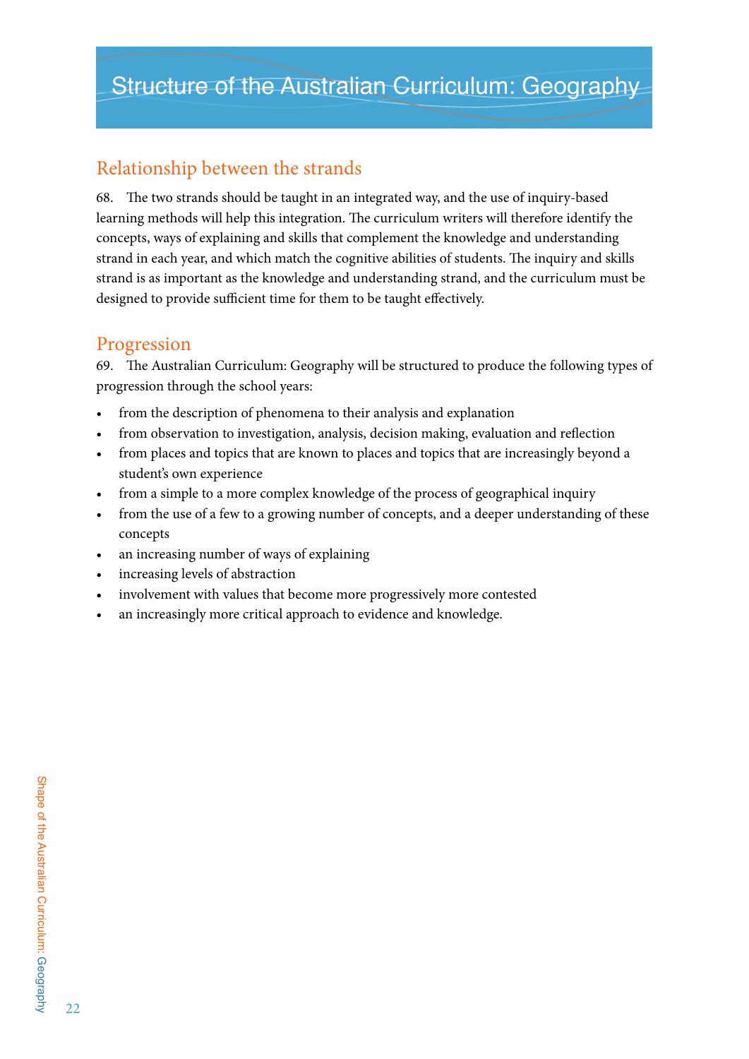# Structure of the Australian Curriculum: Geography

## Relationship between the strands

68. The two strands should be taught in an integrated way, and the use of inquiry-based learning methods will help this integration. The curriculum writers will therefore identify the concepts, ways of explaining and skills that complement the knowledge and understanding strand in each year, and which match the cognitive abilities of students. The inquiry and skills strand is as important as the knowledge and understanding strand, and the curriculum must be designed to provide sufficient time for them to be taught effectively.

## Progression

69. The Australian Curriculum: Geography will be structured to produce the following types of progression through the school years:

- from the description of phenomena to their analysis and explanation
- from observation to investigation, analysis, decision making, evaluation and reflection
- from places and topics that are known to places and topics that are increasingly beyond a student's own experience
- from a simple to a more complex knowledge of the process of geographical inquiry
- from the use of a few to a growing number of concepts, and a deeper understanding of these concepts
- an increasing number of ways of explaining
- increasing levels of abstraction
- involvement with values that become more progressively more contested
- an increasingly more critical approach to evidence and knowledge.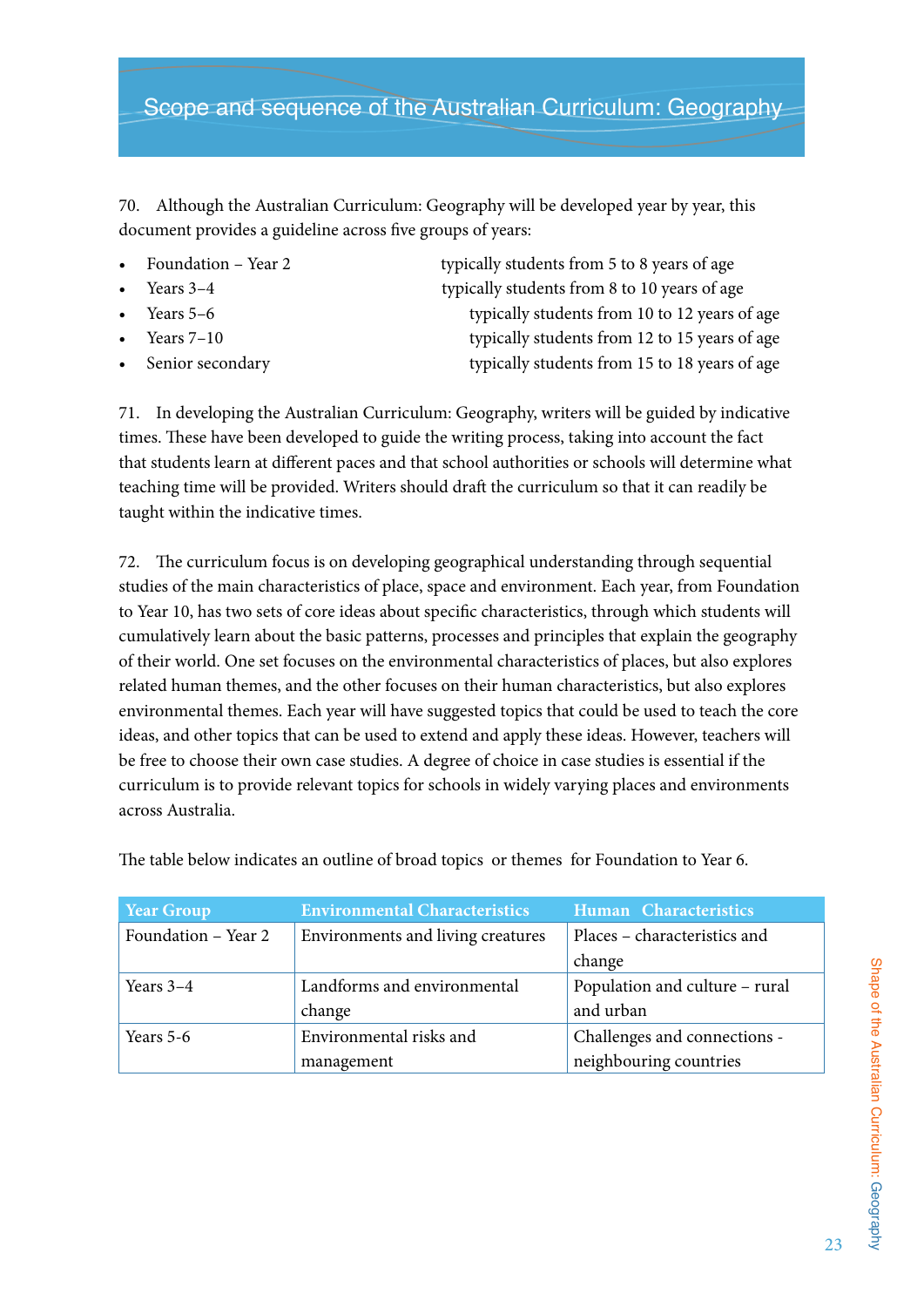# Scope and sequence of the Australian Curriculum: Geography

70. Although the Australian Curriculum: Geography will be developed year by year, this document provides a guideline across five groups of years:

- Foundation – Year 2 — typically students from 5 to 8 years of age
- Years 3–4 — typically students from 8 to 10 years of age
- Years 5–6 — typically students from 10 to 12 years of age
- Years 7–10 — typically students from 12 to 15 years of age
- Senior secondary — typically students from 15 to 18 years of age

71. In developing the Australian Curriculum: Geography, writers will be guided by indicative times. These have been developed to guide the writing process, taking into account the fact that students learn at different paces and that school authorities or schools will determine what teaching time will be provided. Writers should draft the curriculum so that it can readily be taught within the indicative times.

72. The curriculum focus is on developing geographical understanding through sequential studies of the main characteristics of place, space and environment. Each year, from Foundation to Year 10, has two sets of core ideas about specific characteristics, through which students will cumulatively learn about the basic patterns, processes and principles that explain the geography of their world. One set focuses on the environmental characteristics of places, but also explores related human themes, and the other focuses on their human characteristics, but also explores environmental themes. Each year will have suggested topics that could be used to teach the core ideas, and other topics that can be used to extend and apply these ideas. However, teachers will be free to choose their own case studies. A degree of choice in case studies is essential if the curriculum is to provide relevant topics for schools in widely varying places and environments across Australia.

The table below indicates an outline of broad topics or themes for Foundation to Year 6.

| Year Group | Environmental Characteristics | Human Characteristics |
|---|---|---|
| Foundation – Year 2 | Environments and living creatures | Places – characteristics and change |
| Years 3–4 | Landforms and environmental change | Population and culture – rural and urban |
| Years 5-6 | Environmental risks and management | Challenges and connections - neighbouring countries |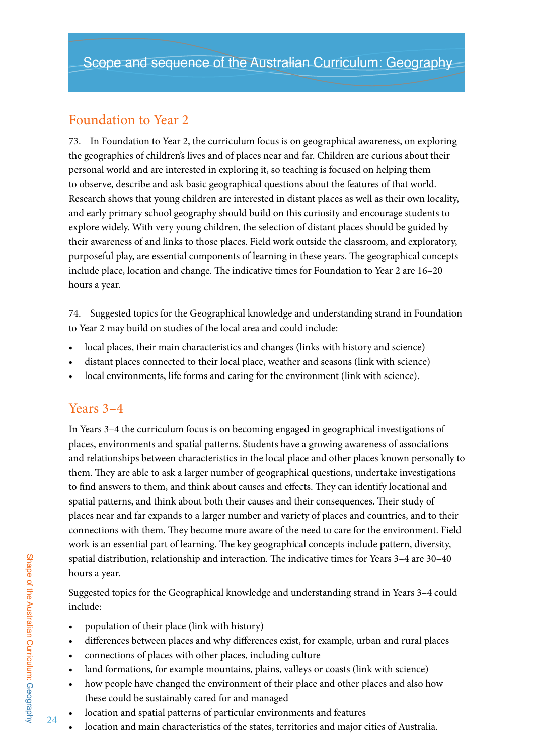# Scope and sequence of the Australian Curriculum: Geography

## Foundation to Year 2

73. In Foundation to Year 2, the curriculum focus is on geographical awareness, on exploring the geographies of children's lives and of places near and far. Children are curious about their personal world and are interested in exploring it, so teaching is focused on helping them to observe, describe and ask basic geographical questions about the features of that world. Research shows that young children are interested in distant places as well as their own locality, and early primary school geography should build on this curiosity and encourage students to explore widely. With very young children, the selection of distant places should be guided by their awareness of and links to those places. Field work outside the classroom, and exploratory, purposeful play, are essential components of learning in these years. The geographical concepts include place, location and change. The indicative times for Foundation to Year 2 are 16–20 hours a year.

74. Suggested topics for the Geographical knowledge and understanding strand in Foundation to Year 2 may build on studies of the local area and could include:

- local places, their main characteristics and changes (links with history and science)
- distant places connected to their local place, weather and seasons (link with science)
- local environments, life forms and caring for the environment (link with science).

## Years 3–4

In Years 3–4 the curriculum focus is on becoming engaged in geographical investigations of places, environments and spatial patterns. Students have a growing awareness of associations and relationships between characteristics in the local place and other places known personally to them. They are able to ask a larger number of geographical questions, undertake investigations to find answers to them, and think about causes and effects. They can identify locational and spatial patterns, and think about both their causes and their consequences. Their study of places near and far expands to a larger number and variety of places and countries, and to their connections with them. They become more aware of the need to care for the environment. Field work is an essential part of learning. The key geographical concepts include pattern, diversity, spatial distribution, relationship and interaction. The indicative times for Years 3–4 are 30–40 hours a year.

Suggested topics for the Geographical knowledge and understanding strand in Years 3–4 could include:

- population of their place (link with history)
- differences between places and why differences exist, for example, urban and rural places
- connections of places with other places, including culture
- land formations, for example mountains, plains, valleys or coasts (link with science)
- how people have changed the environment of their place and other places and also how these could be sustainably cared for and managed
- location and spatial patterns of particular environments and features
- location and main characteristics of the states, territories and major cities of Australia.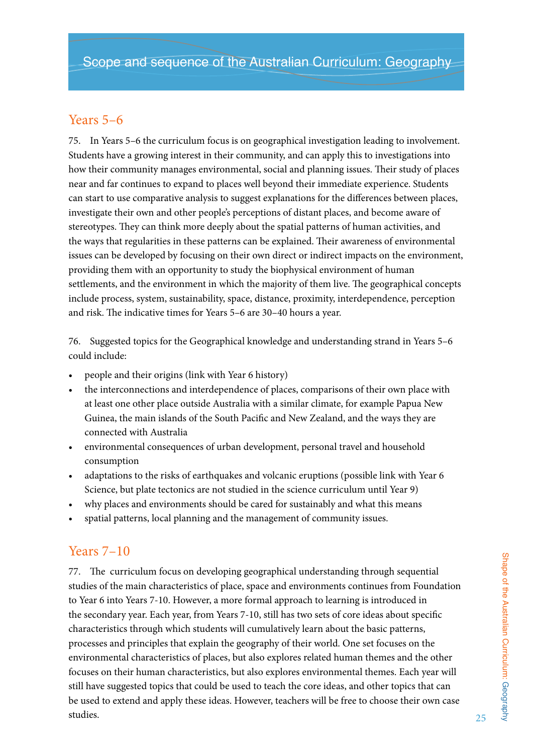# Scope and sequence of the Australian Curriculum: Geography

## Years 5–6

75. In Years 5–6 the curriculum focus is on geographical investigation leading to involvement. Students have a growing interest in their community, and can apply this to investigations into how their community manages environmental, social and planning issues. Their study of places near and far continues to expand to places well beyond their immediate experience. Students can start to use comparative analysis to suggest explanations for the differences between places, investigate their own and other people's perceptions of distant places, and become aware of stereotypes. They can think more deeply about the spatial patterns of human activities, and the ways that regularities in these patterns can be explained. Their awareness of environmental issues can be developed by focusing on their own direct or indirect impacts on the environment, providing them with an opportunity to study the biophysical environment of human settlements, and the environment in which the majority of them live. The geographical concepts include process, system, sustainability, space, distance, proximity, interdependence, perception and risk. The indicative times for Years 5–6 are 30–40 hours a year.

76. Suggested topics for the Geographical knowledge and understanding strand in Years 5–6 could include:

- people and their origins (link with Year 6 history)
- the interconnections and interdependence of places, comparisons of their own place with at least one other place outside Australia with a similar climate, for example Papua New Guinea, the main islands of the South Pacific and New Zealand, and the ways they are connected with Australia
- environmental consequences of urban development, personal travel and household consumption
- adaptations to the risks of earthquakes and volcanic eruptions (possible link with Year 6 Science, but plate tectonics are not studied in the science curriculum until Year 9)
- why places and environments should be cared for sustainably and what this means
- spatial patterns, local planning and the management of community issues.

## Years 7–10

77. The curriculum focus on developing geographical understanding through sequential studies of the main characteristics of place, space and environments continues from Foundation to Year 6 into Years 7-10. However, a more formal approach to learning is introduced in the secondary year. Each year, from Years 7-10, still has two sets of core ideas about specific characteristics through which students will cumulatively learn about the basic patterns, processes and principles that explain the geography of their world. One set focuses on the environmental characteristics of places, but also explores related human themes and the other focuses on their human characteristics, but also explores environmental themes. Each year will still have suggested topics that could be used to teach the core ideas, and other topics that can be used to extend and apply these ideas. However, teachers will be free to choose their own case studies.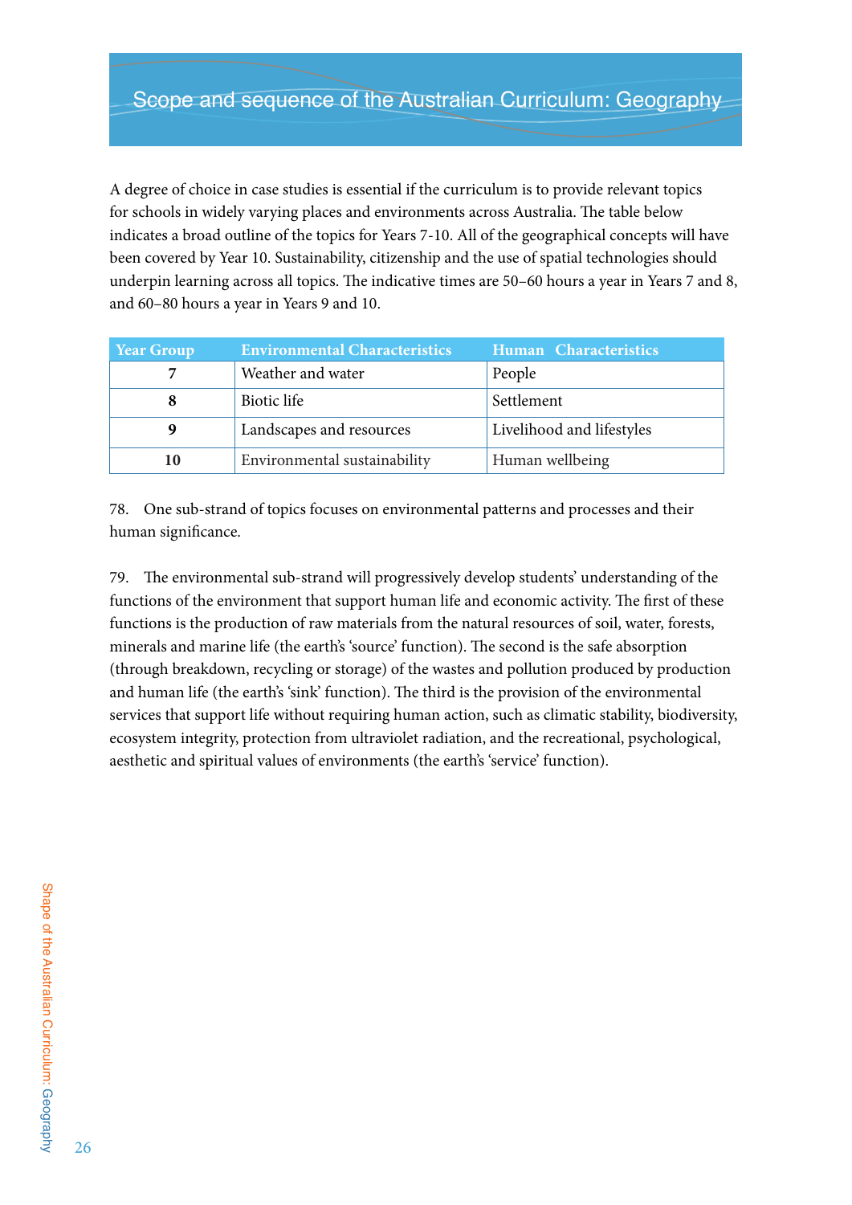## Scope and sequence of the Australian Curriculum: Geography

A degree of choice in case studies is essential if the curriculum is to provide relevant topics for schools in widely varying places and environments across Australia. The table below indicates a broad outline of the topics for Years 7-10. All of the geographical concepts will have been covered by Year 10. Sustainability, citizenship and the use of spatial technologies should underpin learning across all topics. The indicative times are 50–60 hours a year in Years 7 and 8, and 60–80 hours a year in Years 9 and 10.

| Year Group | Environmental Characteristics | Human Characteristics |
|---|---|---|
| **7** | Weather and water | People |
| **8** | Biotic life | Settlement |
| **9** | Landscapes and resources | Livelihood and lifestyles |
| **10** | Environmental sustainability | Human wellbeing |

78. One sub-strand of topics focuses on environmental patterns and processes and their human significance.

79. The environmental sub-strand will progressively develop students' understanding of the functions of the environment that support human life and economic activity. The first of these functions is the production of raw materials from the natural resources of soil, water, forests, minerals and marine life (the earth's 'source' function). The second is the safe absorption (through breakdown, recycling or storage) of the wastes and pollution produced by production and human life (the earth's 'sink' function). The third is the provision of the environmental services that support life without requiring human action, such as climatic stability, biodiversity, ecosystem integrity, protection from ultraviolet radiation, and the recreational, psychological, aesthetic and spiritual values of environments (the earth's 'service' function).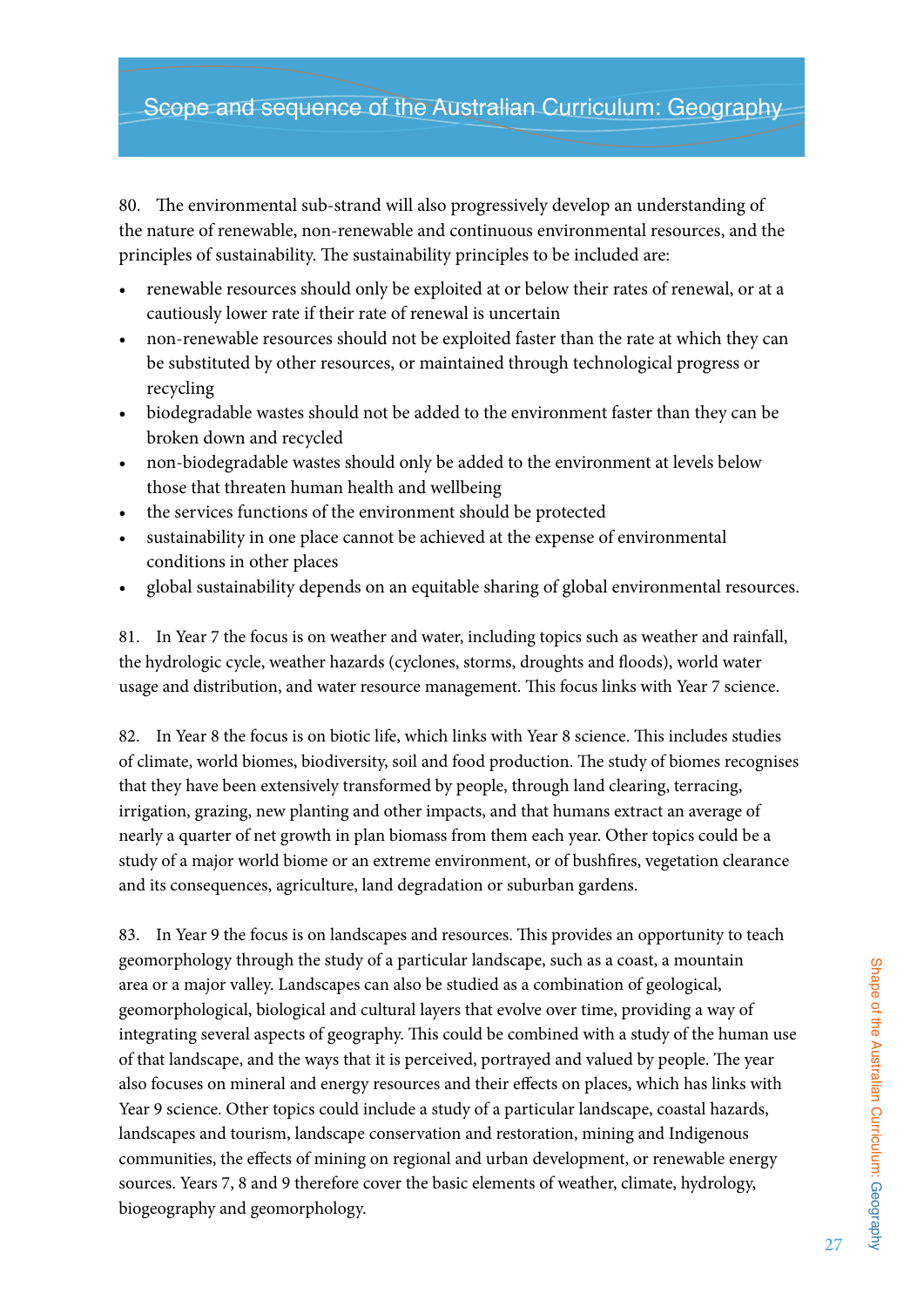80. The environmental sub-strand will also progressively develop an understanding of the nature of renewable, non-renewable and continuous environmental resources, and the principles of sustainability. The sustainability principles to be included are:

- renewable resources should only be exploited at or below their rates of renewal, or at a cautiously lower rate if their rate of renewal is uncertain
- non-renewable resources should not be exploited faster than the rate at which they can be substituted by other resources, or maintained through technological progress or recycling
- biodegradable wastes should not be added to the environment faster than they can be broken down and recycled
- non-biodegradable wastes should only be added to the environment at levels below those that threaten human health and wellbeing
- the services functions of the environment should be protected
- sustainability in one place cannot be achieved at the expense of environmental conditions in other places
- global sustainability depends on an equitable sharing of global environmental resources.

81. In Year 7 the focus is on weather and water, including topics such as weather and rainfall, the hydrologic cycle, weather hazards (cyclones, storms, droughts and floods), world water usage and distribution, and water resource management. This focus links with Year 7 science.

82. In Year 8 the focus is on biotic life, which links with Year 8 science. This includes studies of climate, world biomes, biodiversity, soil and food production. The study of biomes recognises that they have been extensively transformed by people, through land clearing, terracing, irrigation, grazing, new planting and other impacts, and that humans extract an average of nearly a quarter of net growth in plan biomass from them each year. Other topics could be a study of a major world biome or an extreme environment, or of bushfires, vegetation clearance and its consequences, agriculture, land degradation or suburban gardens.

83. In Year 9 the focus is on landscapes and resources. This provides an opportunity to teach geomorphology through the study of a particular landscape, such as a coast, a mountain area or a major valley. Landscapes can also be studied as a combination of geological, geomorphological, biological and cultural layers that evolve over time, providing a way of integrating several aspects of geography. This could be combined with a study of the human use of that landscape, and the ways that it is perceived, portrayed and valued by people. The year also focuses on mineral and energy resources and their effects on places, which has links with Year 9 science. Other topics could include a study of a particular landscape, coastal hazards, landscapes and tourism, landscape conservation and restoration, mining and Indigenous communities, the effects of mining on regional and urban development, or renewable energy sources. Years 7, 8 and 9 therefore cover the basic elements of weather, climate, hydrology, biogeography and geomorphology.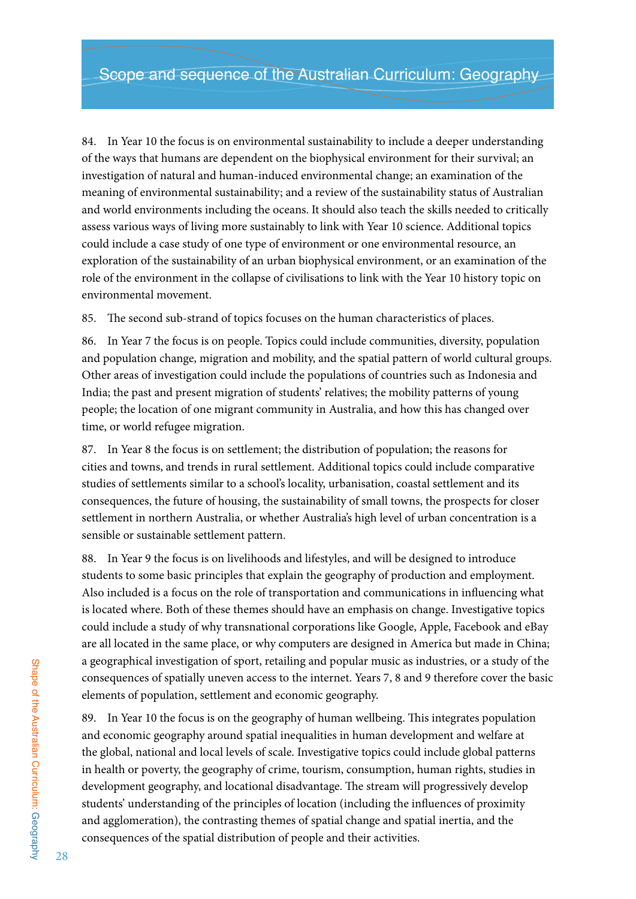84. In Year 10 the focus is on environmental sustainability to include a deeper understanding of the ways that humans are dependent on the biophysical environment for their survival; an investigation of natural and human-induced environmental change; an examination of the meaning of environmental sustainability; and a review of the sustainability status of Australian and world environments including the oceans. It should also teach the skills needed to critically assess various ways of living more sustainably to link with Year 10 science. Additional topics could include a case study of one type of environment or one environmental resource, an exploration of the sustainability of an urban biophysical environment, or an examination of the role of the environment in the collapse of civilisations to link with the Year 10 history topic on environmental movement.

85. The second sub-strand of topics focuses on the human characteristics of places.

86. In Year 7 the focus is on people. Topics could include communities, diversity, population and population change, migration and mobility, and the spatial pattern of world cultural groups. Other areas of investigation could include the populations of countries such as Indonesia and India; the past and present migration of students' relatives; the mobility patterns of young people; the location of one migrant community in Australia, and how this has changed over time, or world refugee migration.

87. In Year 8 the focus is on settlement; the distribution of population; the reasons for cities and towns, and trends in rural settlement. Additional topics could include comparative studies of settlements similar to a school's locality, urbanisation, coastal settlement and its consequences, the future of housing, the sustainability of small towns, the prospects for closer settlement in northern Australia, or whether Australia's high level of urban concentration is a sensible or sustainable settlement pattern.

88. In Year 9 the focus is on livelihoods and lifestyles, and will be designed to introduce students to some basic principles that explain the geography of production and employment. Also included is a focus on the role of transportation and communications in influencing what is located where. Both of these themes should have an emphasis on change. Investigative topics could include a study of why transnational corporations like Google, Apple, Facebook and eBay are all located in the same place, or why computers are designed in America but made in China; a geographical investigation of sport, retailing and popular music as industries, or a study of the consequences of spatially uneven access to the internet. Years 7, 8 and 9 therefore cover the basic elements of population, settlement and economic geography.

89. In Year 10 the focus is on the geography of human wellbeing. This integrates population and economic geography around spatial inequalities in human development and welfare at the global, national and local levels of scale. Investigative topics could include global patterns in health or poverty, the geography of crime, tourism, consumption, human rights, studies in development geography, and locational disadvantage. The stream will progressively develop students' understanding of the principles of location (including the influences of proximity and agglomeration), the contrasting themes of spatial change and spatial inertia, and the consequences of the spatial distribution of people and their activities.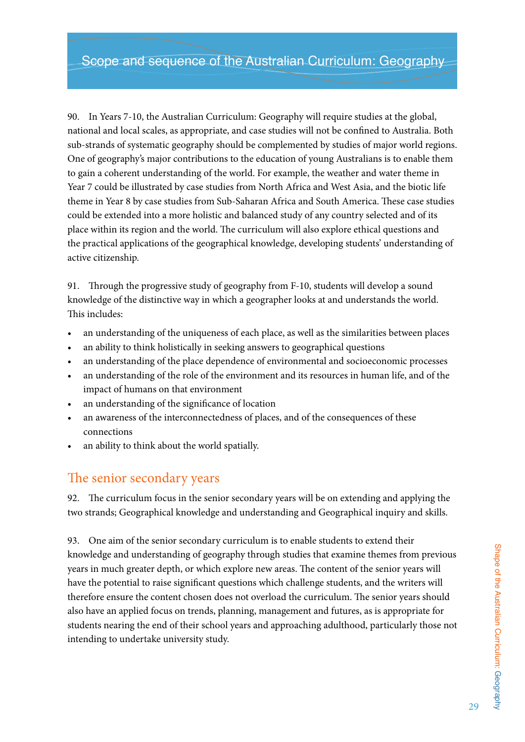90. In Years 7-10, the Australian Curriculum: Geography will require studies at the global, national and local scales, as appropriate, and case studies will not be confined to Australia. Both sub-strands of systematic geography should be complemented by studies of major world regions. One of geography's major contributions to the education of young Australians is to enable them to gain a coherent understanding of the world. For example, the weather and water theme in Year 7 could be illustrated by case studies from North Africa and West Asia, and the biotic life theme in Year 8 by case studies from Sub-Saharan Africa and South America. These case studies could be extended into a more holistic and balanced study of any country selected and of its place within its region and the world. The curriculum will also explore ethical questions and the practical applications of the geographical knowledge, developing students' understanding of active citizenship.

91. Through the progressive study of geography from F-10, students will develop a sound knowledge of the distinctive way in which a geographer looks at and understands the world. This includes:

- an understanding of the uniqueness of each place, as well as the similarities between places
- an ability to think holistically in seeking answers to geographical questions
- an understanding of the place dependence of environmental and socioeconomic processes
- an understanding of the role of the environment and its resources in human life, and of the impact of humans on that environment
- an understanding of the significance of location
- an awareness of the interconnectedness of places, and of the consequences of these connections
- an ability to think about the world spatially.

## The senior secondary years

92. The curriculum focus in the senior secondary years will be on extending and applying the two strands; Geographical knowledge and understanding and Geographical inquiry and skills.

93. One aim of the senior secondary curriculum is to enable students to extend their knowledge and understanding of geography through studies that examine themes from previous years in much greater depth, or which explore new areas. The content of the senior years will have the potential to raise significant questions which challenge students, and the writers will therefore ensure the content chosen does not overload the curriculum. The senior years should also have an applied focus on trends, planning, management and futures, as is appropriate for students nearing the end of their school years and approaching adulthood, particularly those not intending to undertake university study.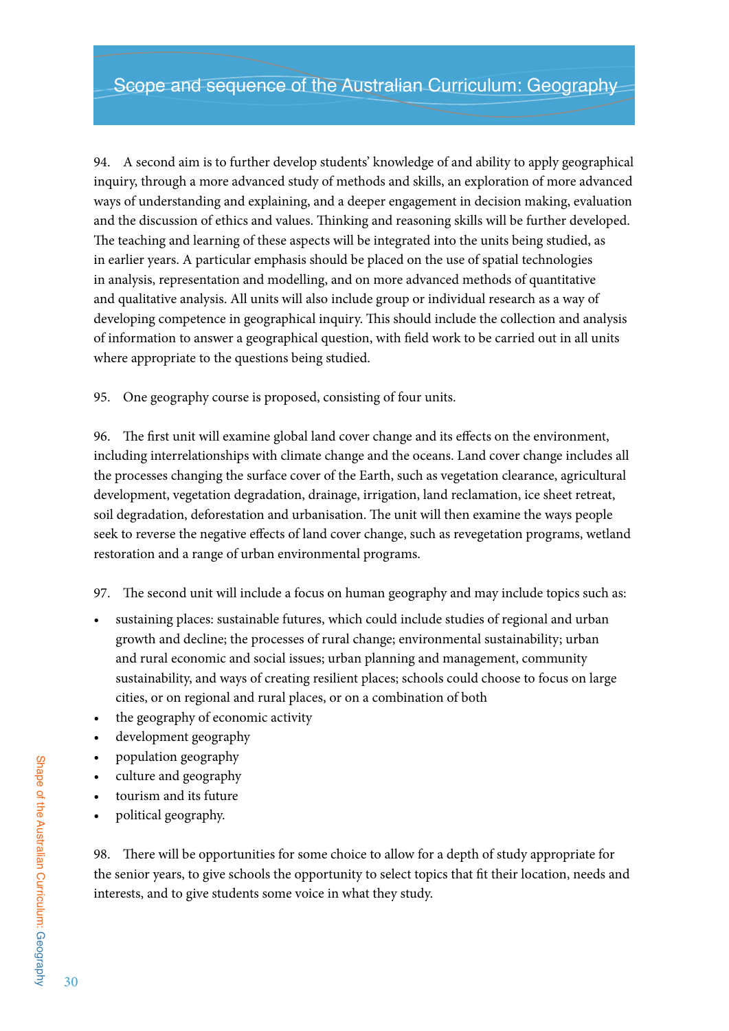94. A second aim is to further develop students' knowledge of and ability to apply geographical inquiry, through a more advanced study of methods and skills, an exploration of more advanced ways of understanding and explaining, and a deeper engagement in decision making, evaluation and the discussion of ethics and values. Thinking and reasoning skills will be further developed. The teaching and learning of these aspects will be integrated into the units being studied, as in earlier years. A particular emphasis should be placed on the use of spatial technologies in analysis, representation and modelling, and on more advanced methods of quantitative and qualitative analysis. All units will also include group or individual research as a way of developing competence in geographical inquiry. This should include the collection and analysis of information to answer a geographical question, with field work to be carried out in all units where appropriate to the questions being studied.

95. One geography course is proposed, consisting of four units.

96. The first unit will examine global land cover change and its effects on the environment, including interrelationships with climate change and the oceans. Land cover change includes all the processes changing the surface cover of the Earth, such as vegetation clearance, agricultural development, vegetation degradation, drainage, irrigation, land reclamation, ice sheet retreat, soil degradation, deforestation and urbanisation. The unit will then examine the ways people seek to reverse the negative effects of land cover change, such as revegetation programs, wetland restoration and a range of urban environmental programs.

97. The second unit will include a focus on human geography and may include topics such as:

- sustaining places: sustainable futures, which could include studies of regional and urban growth and decline; the processes of rural change; environmental sustainability; urban and rural economic and social issues; urban planning and management, community sustainability, and ways of creating resilient places; schools could choose to focus on large cities, or on regional and rural places, or on a combination of both
- the geography of economic activity
- development geography
- population geography
- culture and geography
- tourism and its future
- political geography.

98. There will be opportunities for some choice to allow for a depth of study appropriate for the senior years, to give schools the opportunity to select topics that fit their location, needs and interests, and to give students some voice in what they study.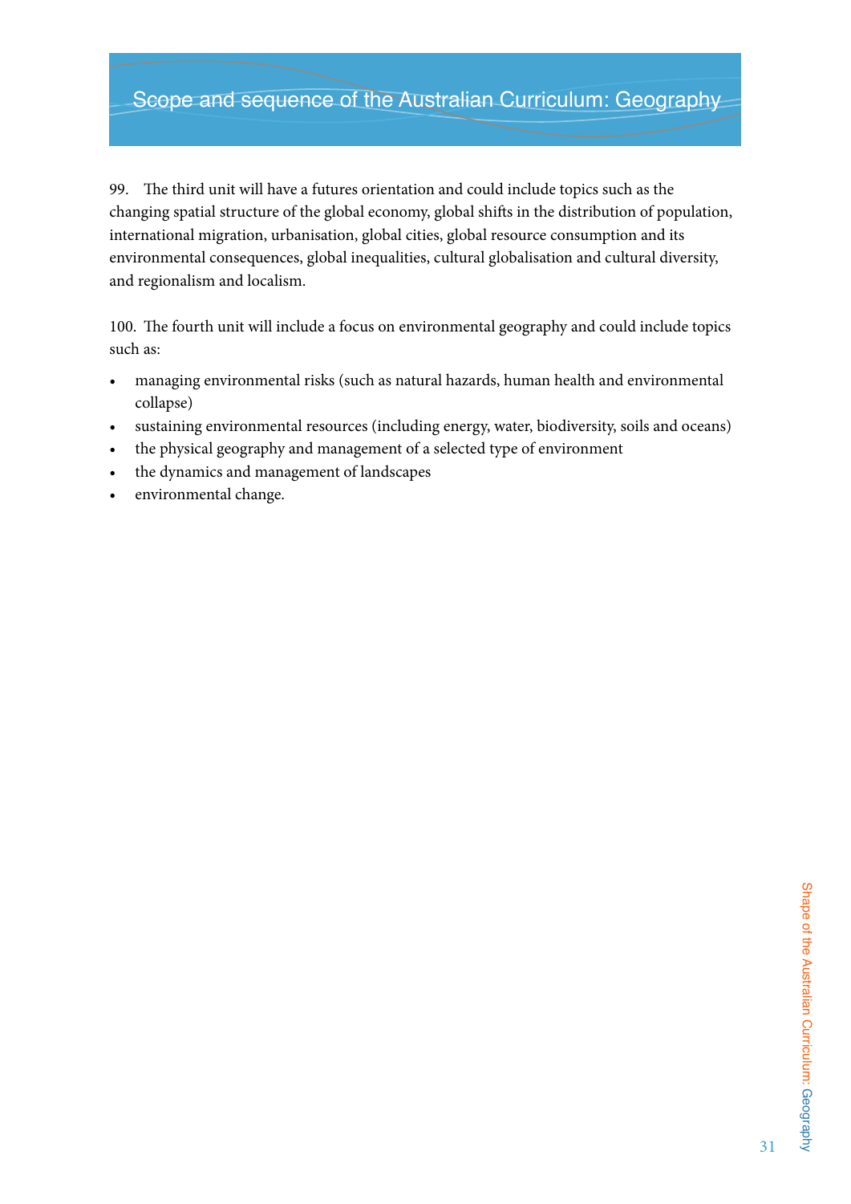99. The third unit will have a futures orientation and could include topics such as the changing spatial structure of the global economy, global shifts in the distribution of population, international migration, urbanisation, global cities, global resource consumption and its environmental consequences, global inequalities, cultural globalisation and cultural diversity, and regionalism and localism.

100. The fourth unit will include a focus on environmental geography and could include topics such as:

- managing environmental risks (such as natural hazards, human health and environmental collapse)
- sustaining environmental resources (including energy, water, biodiversity, soils and oceans)
- the physical geography and management of a selected type of environment
- the dynamics and management of landscapes
- environmental change.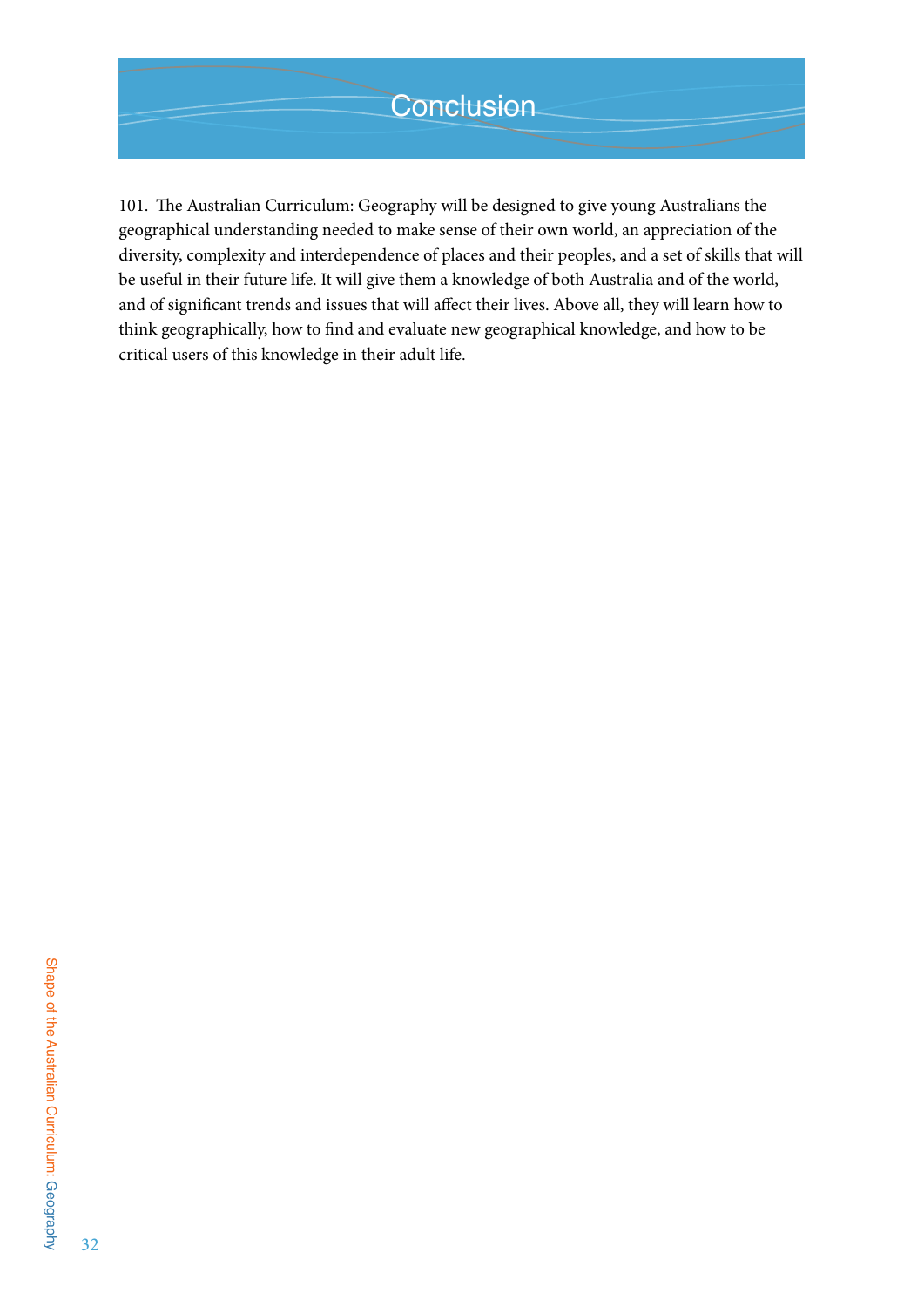# Conclusion

101. The Australian Curriculum: Geography will be designed to give young Australians the geographical understanding needed to make sense of their own world, an appreciation of the diversity, complexity and interdependence of places and their peoples, and a set of skills that will be useful in their future life. It will give them a knowledge of both Australia and of the world, and of significant trends and issues that will affect their lives. Above all, they will learn how to think geographically, how to find and evaluate new geographical knowledge, and how to be critical users of this knowledge in their adult life.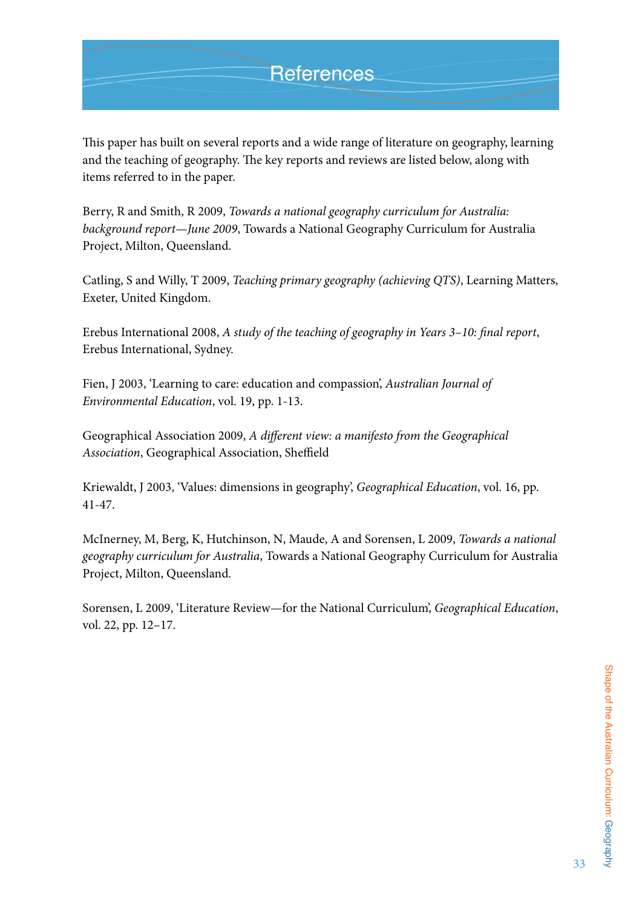# References

This paper has built on several reports and a wide range of literature on geography, learning and the teaching of geography. The key reports and reviews are listed below, along with items referred to in the paper.

Berry, R and Smith, R 2009, *Towards a national geography curriculum for Australia: background report—June 2009*, Towards a National Geography Curriculum for Australia Project, Milton, Queensland.

Catling, S and Willy, T 2009, *Teaching primary geography (achieving QTS)*, Learning Matters, Exeter, United Kingdom.

Erebus International 2008, *A study of the teaching of geography in Years 3–10: final report*, Erebus International, Sydney.

Fien, J 2003, 'Learning to care: education and compassion', *Australian Journal of Environmental Education*, vol. 19, pp. 1-13.

Geographical Association 2009, *A different view: a manifesto from the Geographical Association*, Geographical Association, Sheffield

Kriewaldt, J 2003, 'Values: dimensions in geography', *Geographical Education*, vol. 16, pp. 41-47.

McInerney, M, Berg, K, Hutchinson, N, Maude, A and Sorensen, L 2009, *Towards a national geography curriculum for Australia*, Towards a National Geography Curriculum for Australia Project, Milton, Queensland.

Sorensen, L 2009, 'Literature Review—for the National Curriculum', *Geographical Education*, vol. 22, pp. 12–17.